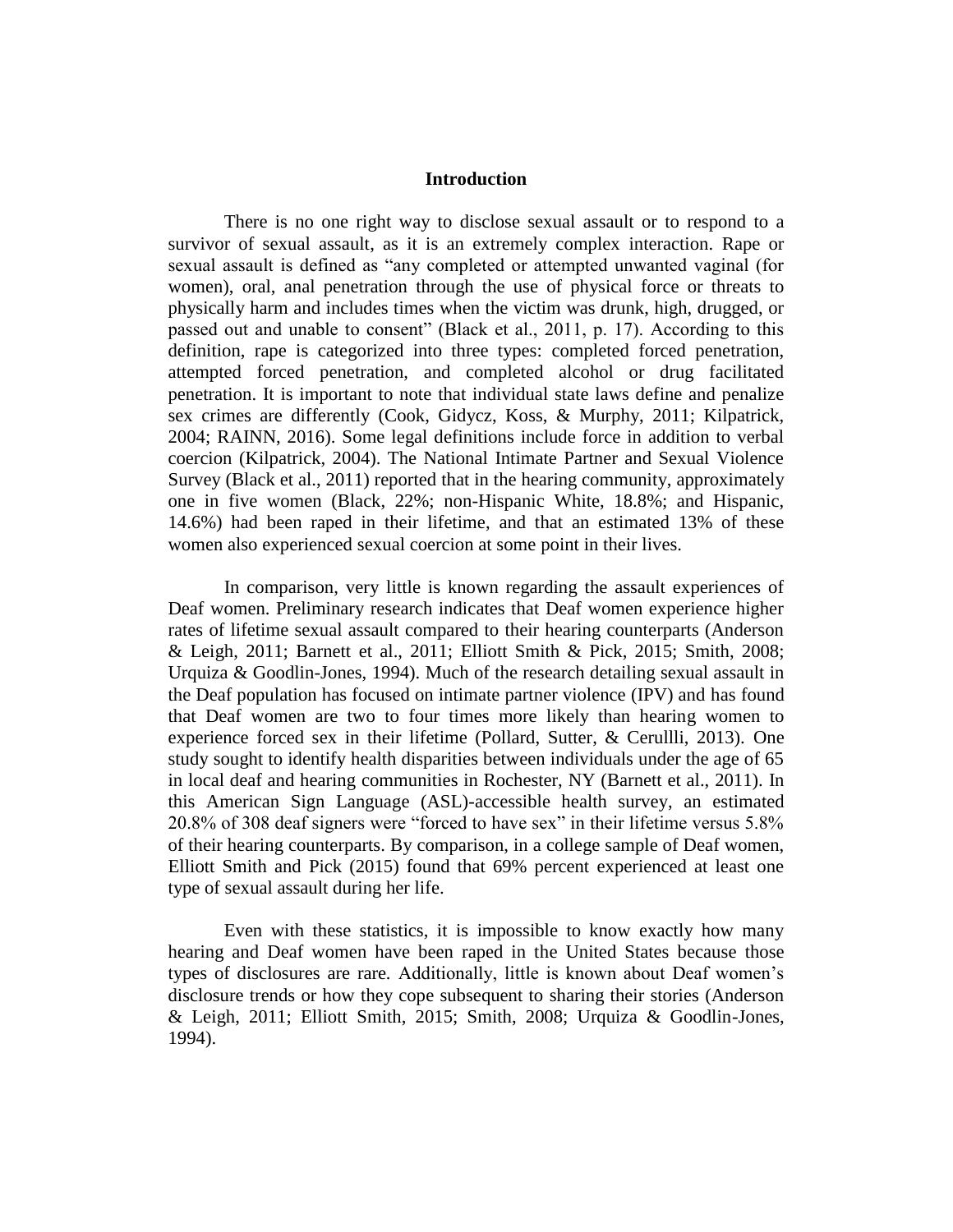# Introduction

There is no one right way to disclose sexual assault or to respond to a survivor of sexual assault, as it is an extremely complex interaction. Rape or sexual assault is defined as "any completed or attempted unwanted vaginal (for women), oral, anal penetration through the use of physical force or threats to physically harm and includes times when the victim was drunk, high, drugged, or passed out and unable to consent" (Black et al., 2011, p. 17). According to this definition, rape is categorized into three types: completed forced penetration, attempted forced penetration, and completed alcohol or drug facilitated penetration. It is important to note that individual state laws define and penalize sex crimes are differently (Cook, Gidycz, Koss, & Murphy, 2011; Kilpatrick, 2004; RAINN, 2016). Some legal definitions include force in addition to verbal coercion (Kilpatrick, 2004). The National Intimate Partner and Sexual Violence Survey (Black et al., 2011) reported that in the hearing community, approximately one in five women (Black, 22%; non-Hispanic White, 18.8%; and Hispanic, 14.6%) had been raped in their lifetime, and that an estimated 13% of these women also experienced sexual coercion at some point in their lives.

In comparison, very little is known regarding the assault experiences of Deaf women. Preliminary research indicates that Deaf women experience higher rates of lifetime sexual assault compared to their hearing counterparts (Anderson & Leigh, 2011; Barnett et al., 2011; Elliott Smith & Pick, 2015; Smith, 2008; Urquiza & Goodlin-Jones, 1994). Much of the research detailing sexual assault in the Deaf population has focused on intimate partner violence (IPV) and has found that Deaf women are two to four times more likely than hearing women to experience forced sex in their lifetime (Pollard, Sutter, & Cerullli, 2013). One study sought to identify health disparities between individuals under the age of 65 in local deaf and hearing communities in Rochester, NY (Barnett et al., 2011). In this American Sign Language (ASL)-accessible health survey, an estimated 20.8% of 308 deaf signers were "forced to have sex" in their lifetime versus 5.8% of their hearing counterparts. By comparison, in a college sample of Deaf women, Elliott Smith and Pick (2015) found that 69% percent experienced at least one type of sexual assault during her life.

Even with these statistics, it is impossible to know exactly how many hearing and Deaf women have been raped in the United States because those types of disclosures are rare. Additionally, little is known about Deaf women's disclosure trends or how they cope subsequent to sharing their stories (Anderson & Leigh, 2011; Elliott Smith, 2015; Smith, 2008; Urquiza & Goodlin-Jones, 1994).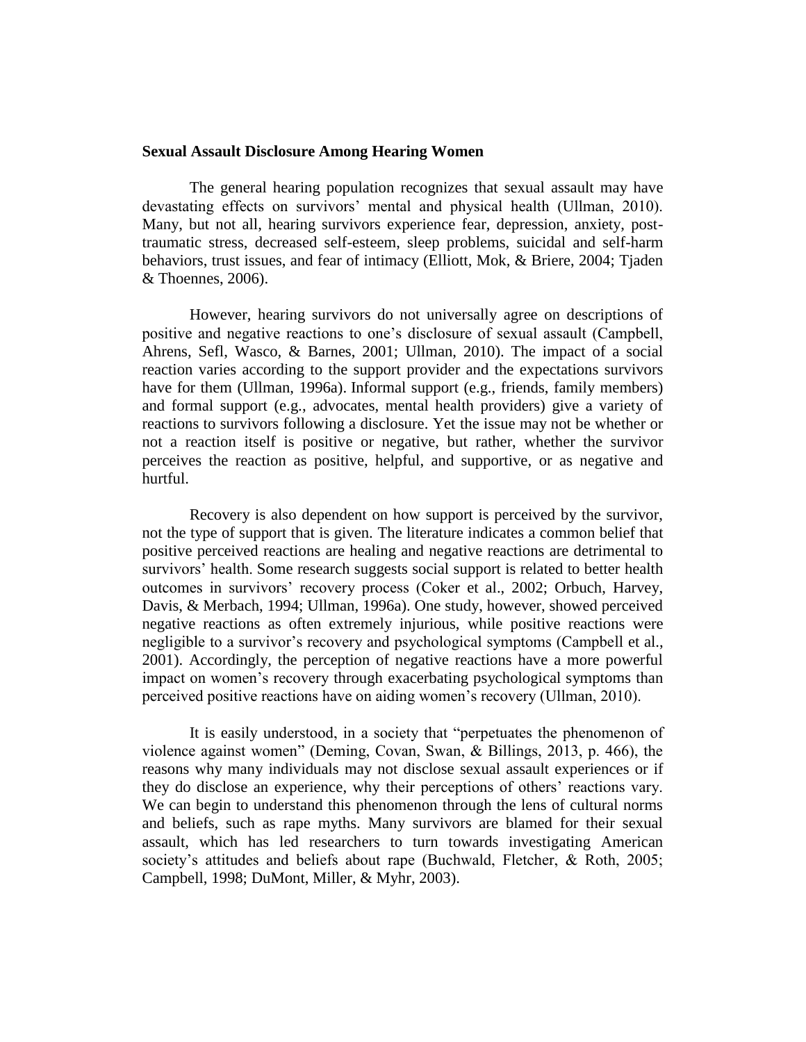**Sexual Assault Disclosure Among Hearing Women**

The general hearing population recognizes that sexual assault may have devastating effects on survivors' mental and physical health (Ullman, 2010). Many, but not all, hearing survivors experience fear, depression, anxiety, post-traumatic stress, decreased self-esteem, sleep problems, suicidal and self-harm behaviors, trust issues, and fear of intimacy (Elliott, Mok, & Briere, 2004; Tjaden & Thoennes, 2006).

However, hearing survivors do not universally agree on descriptions of positive and negative reactions to one's disclosure of sexual assault (Campbell, Ahrens, Sefl, Wasco, & Barnes, 2001; Ullman, 2010). The impact of a social reaction varies according to the support provider and the expectations survivors have for them (Ullman, 1996a). Informal support (e.g., friends, family members) and formal support (e.g., advocates, mental health providers) give a variety of reactions to survivors following a disclosure. Yet the issue may not be whether or not a reaction itself is positive or negative, but rather, whether the survivor perceives the reaction as positive, helpful, and supportive, or as negative and hurtful.

Recovery is also dependent on how support is perceived by the survivor, not the type of support that is given. The literature indicates a common belief that positive perceived reactions are healing and negative reactions are detrimental to survivors' health. Some research suggests social support is related to better health outcomes in survivors' recovery process (Coker et al., 2002; Orbuch, Harvey, Davis, & Merbach, 1994; Ullman, 1996a). One study, however, showed perceived negative reactions as often extremely injurious, while positive reactions were negligible to a survivor's recovery and psychological symptoms (Campbell et al., 2001). Accordingly, the perception of negative reactions have a more powerful impact on women's recovery through exacerbating psychological symptoms than perceived positive reactions have on aiding women's recovery (Ullman, 2010).

It is easily understood, in a society that "perpetuates the phenomenon of violence against women" (Deming, Covan, Swan, & Billings, 2013, p. 466), the reasons why many individuals may not disclose sexual assault experiences or if they do disclose an experience, why their perceptions of others' reactions vary. We can begin to understand this phenomenon through the lens of cultural norms and beliefs, such as rape myths. Many survivors are blamed for their sexual assault, which has led researchers to turn towards investigating American society's attitudes and beliefs about rape (Buchwald, Fletcher, & Roth, 2005; Campbell, 1998; DuMont, Miller, & Myhr, 2003).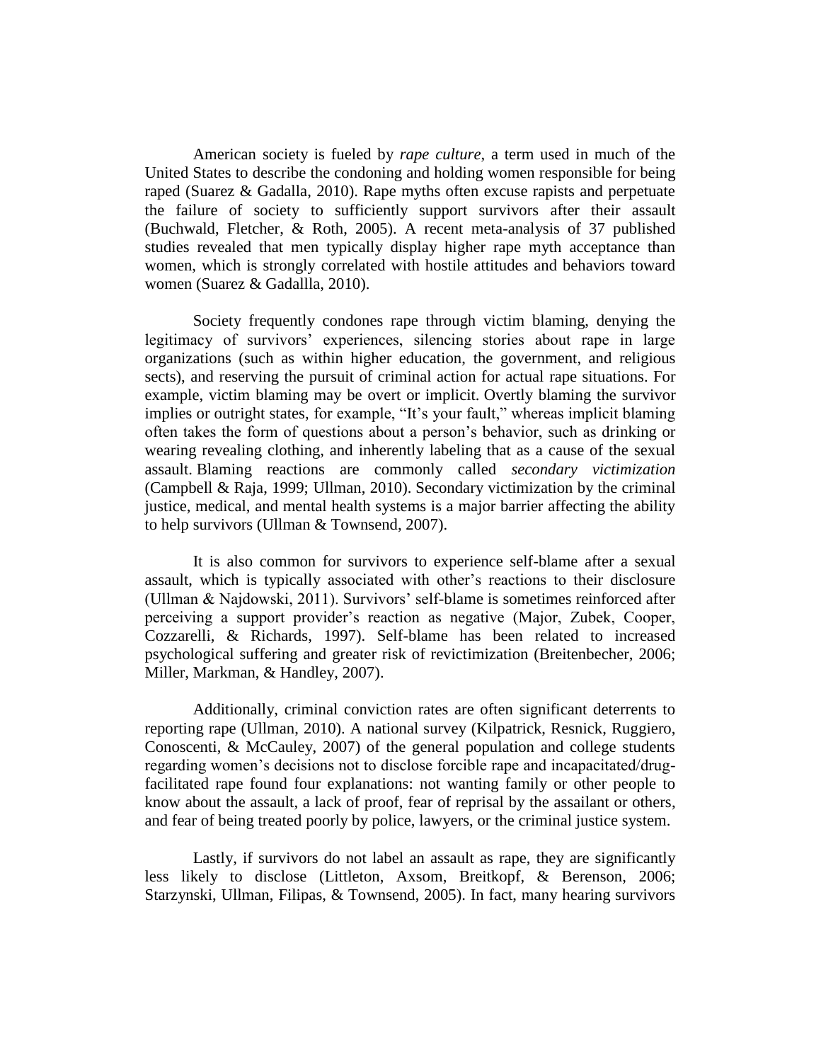American society is fueled by *rape culture*, a term used in much of the United States to describe the condoning and holding women responsible for being raped (Suarez & Gadalla, 2010). Rape myths often excuse rapists and perpetuate the failure of society to sufficiently support survivors after their assault (Buchwald, Fletcher, & Roth, 2005). A recent meta-analysis of 37 published studies revealed that men typically display higher rape myth acceptance than women, which is strongly correlated with hostile attitudes and behaviors toward women (Suarez & Gadallla, 2010).

Society frequently condones rape through victim blaming, denying the legitimacy of survivors' experiences, silencing stories about rape in large organizations (such as within higher education, the government, and religious sects), and reserving the pursuit of criminal action for actual rape situations. For example, victim blaming may be overt or implicit. Overtly blaming the survivor implies or outright states, for example, "It's your fault," whereas implicit blaming often takes the form of questions about a person's behavior, such as drinking or wearing revealing clothing, and inherently labeling that as a cause of the sexual assault. Blaming reactions are commonly called *secondary victimization* (Campbell & Raja, 1999; Ullman, 2010). Secondary victimization by the criminal justice, medical, and mental health systems is a major barrier affecting the ability to help survivors (Ullman & Townsend, 2007).

It is also common for survivors to experience self-blame after a sexual assault, which is typically associated with other's reactions to their disclosure (Ullman & Najdowski, 2011). Survivors' self-blame is sometimes reinforced after perceiving a support provider's reaction as negative (Major, Zubek, Cooper, Cozzarelli, & Richards, 1997). Self-blame has been related to increased psychological suffering and greater risk of revictimization (Breitenbecher, 2006; Miller, Markman, & Handley, 2007).

Additionally, criminal conviction rates are often significant deterrents to reporting rape (Ullman, 2010). A national survey (Kilpatrick, Resnick, Ruggiero, Conoscenti, & McCauley, 2007) of the general population and college students regarding women's decisions not to disclose forcible rape and incapacitated/drug-facilitated rape found four explanations: not wanting family or other people to know about the assault, a lack of proof, fear of reprisal by the assailant or others, and fear of being treated poorly by police, lawyers, or the criminal justice system.

Lastly, if survivors do not label an assault as rape, they are significantly less likely to disclose (Littleton, Axsom, Breitkopf, & Berenson, 2006; Starzynski, Ullman, Filipas, & Townsend, 2005). In fact, many hearing survivors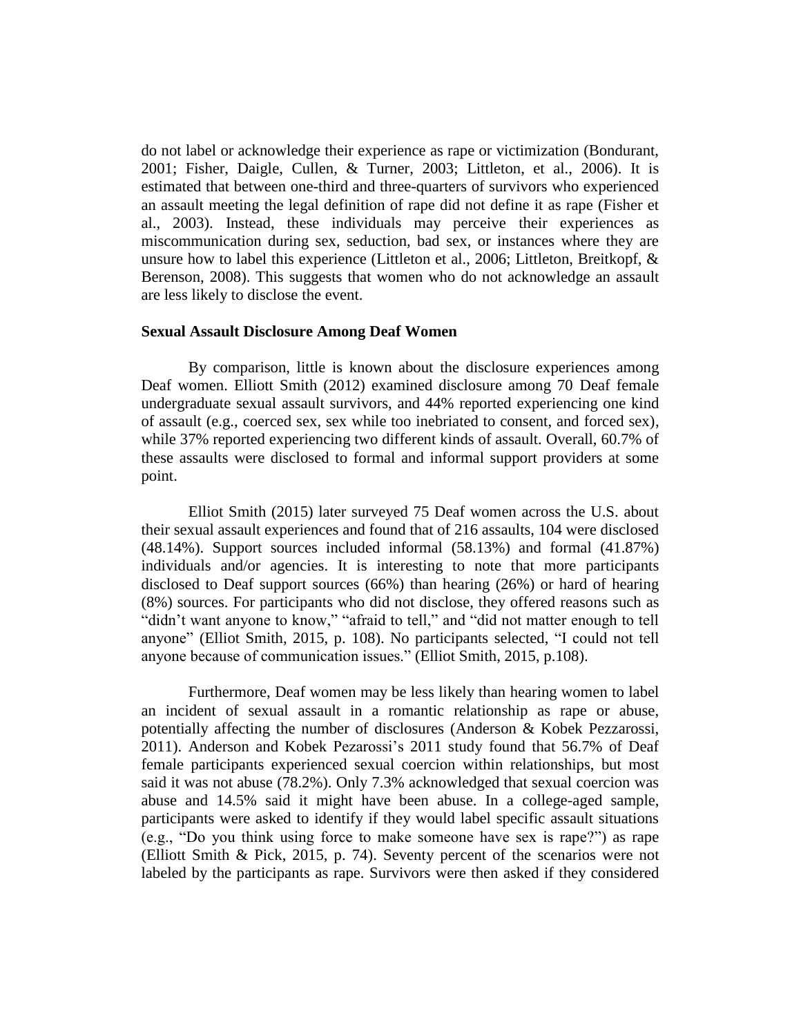do not label or acknowledge their experience as rape or victimization (Bondurant, 2001; Fisher, Daigle, Cullen, & Turner, 2003; Littleton, et al., 2006). It is estimated that between one-third and three-quarters of survivors who experienced an assault meeting the legal definition of rape did not define it as rape (Fisher et al., 2003). Instead, these individuals may perceive their experiences as miscommunication during sex, seduction, bad sex, or instances where they are unsure how to label this experience (Littleton et al., 2006; Littleton, Breitkopf, & Berenson, 2008). This suggests that women who do not acknowledge an assault are less likely to disclose the event.

**Sexual Assault Disclosure Among Deaf Women**

By comparison, little is known about the disclosure experiences among Deaf women. Elliott Smith (2012) examined disclosure among 70 Deaf female undergraduate sexual assault survivors, and 44% reported experiencing one kind of assault (e.g., coerced sex, sex while too inebriated to consent, and forced sex), while 37% reported experiencing two different kinds of assault. Overall, 60.7% of these assaults were disclosed to formal and informal support providers at some point.

Elliot Smith (2015) later surveyed 75 Deaf women across the U.S. about their sexual assault experiences and found that of 216 assaults, 104 were disclosed (48.14%). Support sources included informal (58.13%) and formal (41.87%) individuals and/or agencies. It is interesting to note that more participants disclosed to Deaf support sources (66%) than hearing (26%) or hard of hearing (8%) sources. For participants who did not disclose, they offered reasons such as "didn't want anyone to know," "afraid to tell," and "did not matter enough to tell anyone" (Elliot Smith, 2015, p. 108). No participants selected, "I could not tell anyone because of communication issues." (Elliot Smith, 2015, p.108).

Furthermore, Deaf women may be less likely than hearing women to label an incident of sexual assault in a romantic relationship as rape or abuse, potentially affecting the number of disclosures (Anderson & Kobek Pezzarossi, 2011). Anderson and Kobek Pezarossi's 2011 study found that 56.7% of Deaf female participants experienced sexual coercion within relationships, but most said it was not abuse (78.2%). Only 7.3% acknowledged that sexual coercion was abuse and 14.5% said it might have been abuse. In a college-aged sample, participants were asked to identify if they would label specific assault situations (e.g., "Do you think using force to make someone have sex is rape?") as rape (Elliott Smith & Pick, 2015, p. 74). Seventy percent of the scenarios were not labeled by the participants as rape. Survivors were then asked if they considered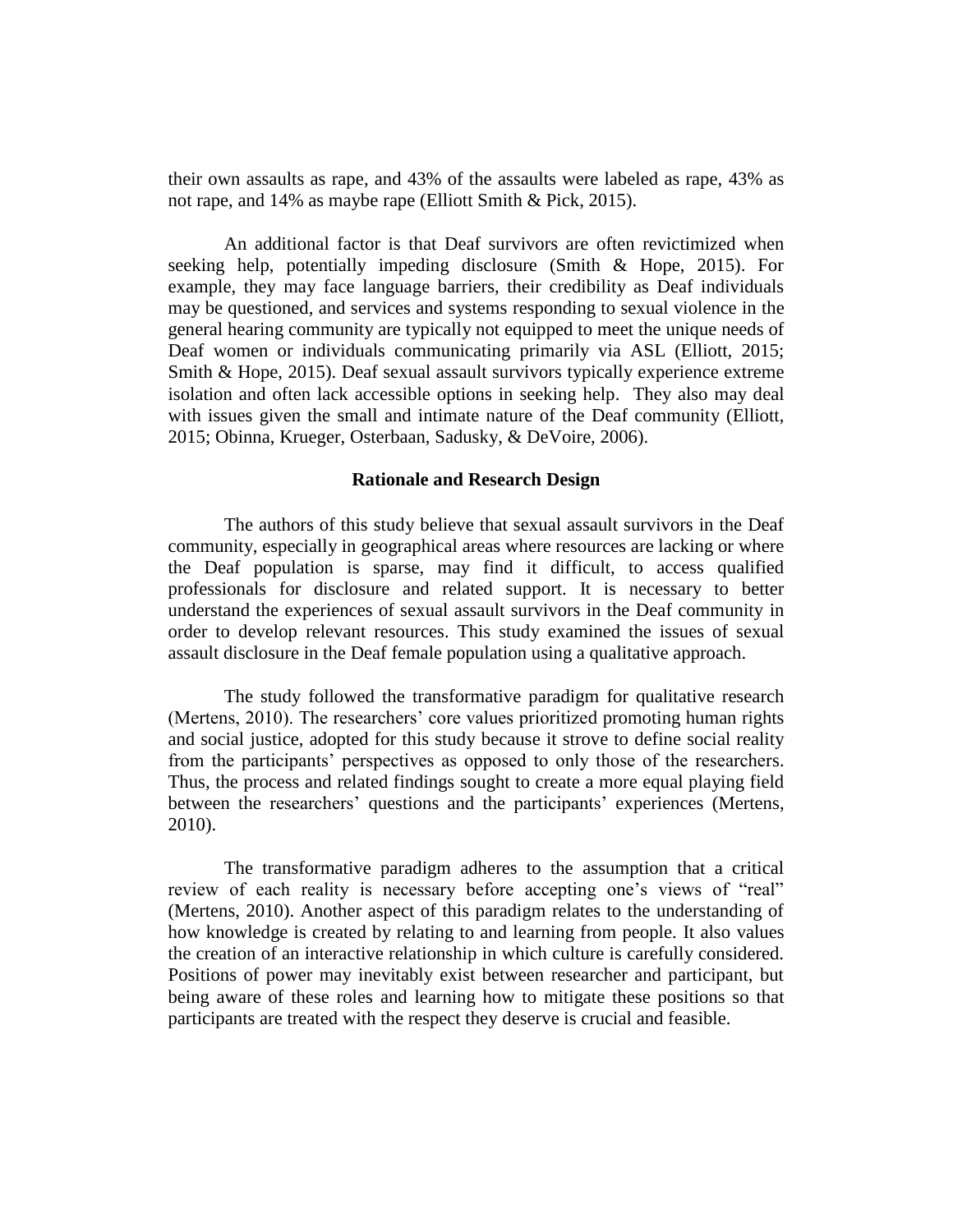their own assaults as rape, and 43% of the assaults were labeled as rape, 43% as not rape, and 14% as maybe rape (Elliott Smith & Pick, 2015).

An additional factor is that Deaf survivors are often revictimized when seeking help, potentially impeding disclosure (Smith & Hope, 2015). For example, they may face language barriers, their credibility as Deaf individuals may be questioned, and services and systems responding to sexual violence in the general hearing community are typically not equipped to meet the unique needs of Deaf women or individuals communicating primarily via ASL (Elliott, 2015; Smith & Hope, 2015). Deaf sexual assault survivors typically experience extreme isolation and often lack accessible options in seeking help. They also may deal with issues given the small and intimate nature of the Deaf community (Elliott, 2015; Obinna, Krueger, Osterbaan, Sadusky, & DeVoire, 2006).

## Rationale and Research Design

The authors of this study believe that sexual assault survivors in the Deaf community, especially in geographical areas where resources are lacking or where the Deaf population is sparse, may find it difficult, to access qualified professionals for disclosure and related support. It is necessary to better understand the experiences of sexual assault survivors in the Deaf community in order to develop relevant resources. This study examined the issues of sexual assault disclosure in the Deaf female population using a qualitative approach.

The study followed the transformative paradigm for qualitative research (Mertens, 2010). The researchers' core values prioritized promoting human rights and social justice, adopted for this study because it strove to define social reality from the participants' perspectives as opposed to only those of the researchers. Thus, the process and related findings sought to create a more equal playing field between the researchers' questions and the participants' experiences (Mertens, 2010).

The transformative paradigm adheres to the assumption that a critical review of each reality is necessary before accepting one's views of "real" (Mertens, 2010). Another aspect of this paradigm relates to the understanding of how knowledge is created by relating to and learning from people. It also values the creation of an interactive relationship in which culture is carefully considered. Positions of power may inevitably exist between researcher and participant, but being aware of these roles and learning how to mitigate these positions so that participants are treated with the respect they deserve is crucial and feasible.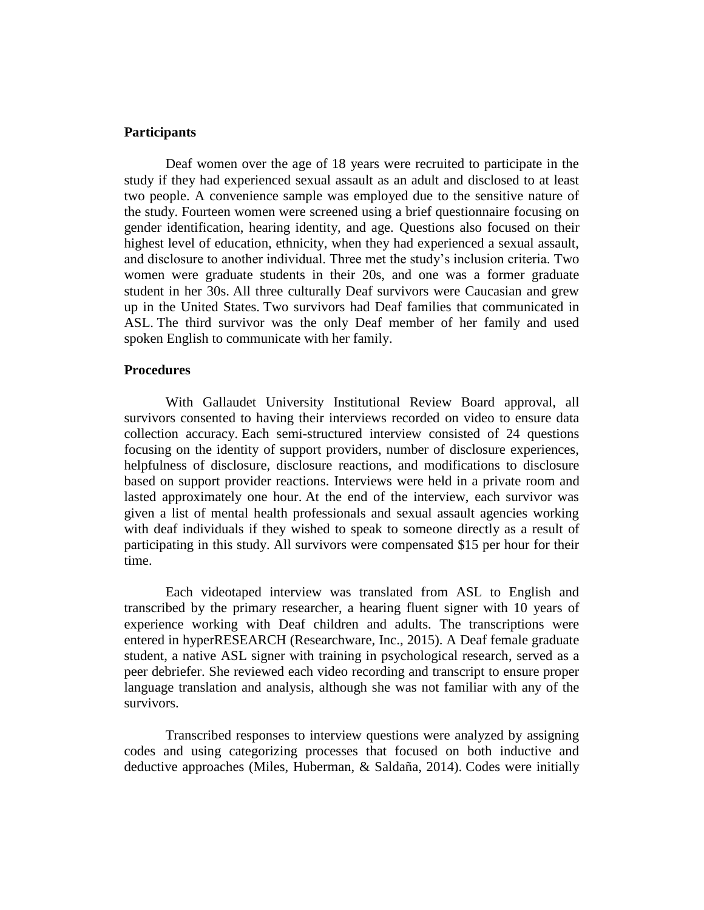### Participants

Deaf women over the age of 18 years were recruited to participate in the study if they had experienced sexual assault as an adult and disclosed to at least two people. A convenience sample was employed due to the sensitive nature of the study. Fourteen women were screened using a brief questionnaire focusing on gender identification, hearing identity, and age. Questions also focused on their highest level of education, ethnicity, when they had experienced a sexual assault, and disclosure to another individual. Three met the study's inclusion criteria. Two women were graduate students in their 20s, and one was a former graduate student in her 30s. All three culturally Deaf survivors were Caucasian and grew up in the United States. Two survivors had Deaf families that communicated in ASL. The third survivor was the only Deaf member of her family and used spoken English to communicate with her family.

### Procedures

With Gallaudet University Institutional Review Board approval, all survivors consented to having their interviews recorded on video to ensure data collection accuracy. Each semi-structured interview consisted of 24 questions focusing on the identity of support providers, number of disclosure experiences, helpfulness of disclosure, disclosure reactions, and modifications to disclosure based on support provider reactions. Interviews were held in a private room and lasted approximately one hour. At the end of the interview, each survivor was given a list of mental health professionals and sexual assault agencies working with deaf individuals if they wished to speak to someone directly as a result of participating in this study. All survivors were compensated $15 per hour for their time.

Each videotaped interview was translated from ASL to English and transcribed by the primary researcher, a hearing fluent signer with 10 years of experience working with Deaf children and adults. The transcriptions were entered in hyperRESEARCH (Researchware, Inc., 2015). A Deaf female graduate student, a native ASL signer with training in psychological research, served as a peer debriefer. She reviewed each video recording and transcript to ensure proper language translation and analysis, although she was not familiar with any of the survivors.

Transcribed responses to interview questions were analyzed by assigning codes and using categorizing processes that focused on both inductive and deductive approaches (Miles, Huberman, & Saldaña, 2014). Codes were initially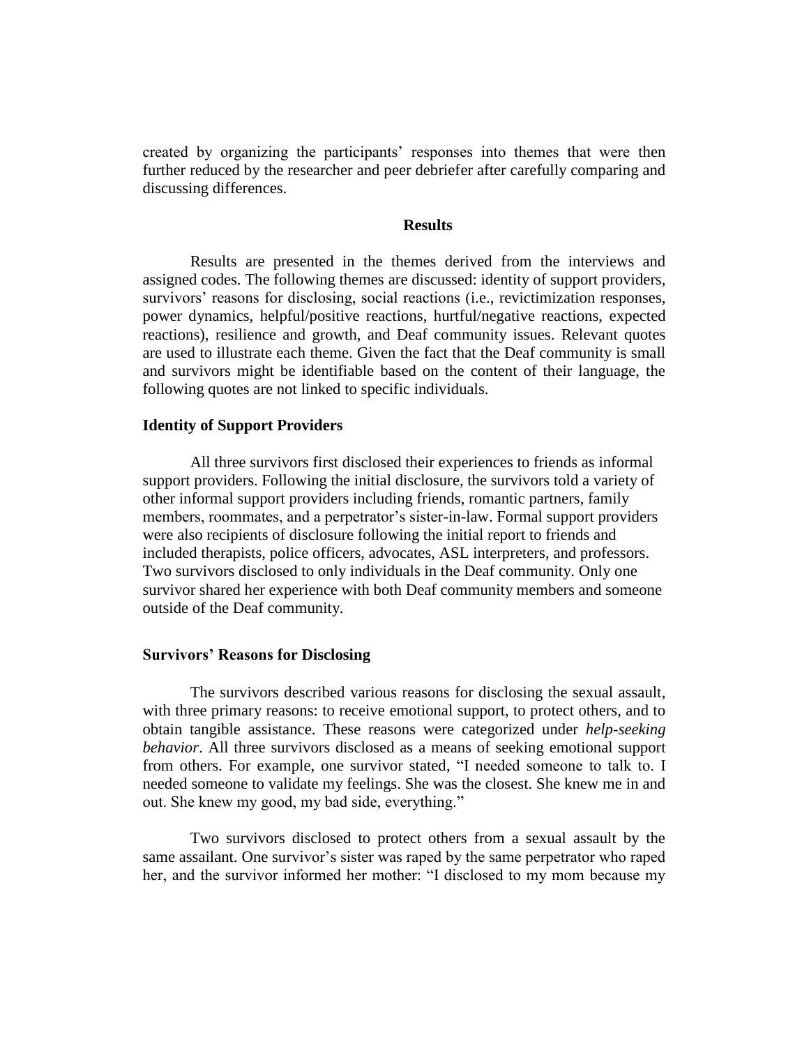created by organizing the participants' responses into themes that were then further reduced by the researcher and peer debriefer after carefully comparing and discussing differences.

## Results

Results are presented in the themes derived from the interviews and assigned codes. The following themes are discussed: identity of support providers, survivors' reasons for disclosing, social reactions (i.e., revictimization responses, power dynamics, helpful/positive reactions, hurtful/negative reactions, expected reactions), resilience and growth, and Deaf community issues. Relevant quotes are used to illustrate each theme. Given the fact that the Deaf community is small and survivors might be identifiable based on the content of their language, the following quotes are not linked to specific individuals.

### Identity of Support Providers

All three survivors first disclosed their experiences to friends as informal support providers. Following the initial disclosure, the survivors told a variety of other informal support providers including friends, romantic partners, family members, roommates, and a perpetrator's sister-in-law. Formal support providers were also recipients of disclosure following the initial report to friends and included therapists, police officers, advocates, ASL interpreters, and professors. Two survivors disclosed to only individuals in the Deaf community. Only one survivor shared her experience with both Deaf community members and someone outside of the Deaf community.

### Survivors' Reasons for Disclosing

The survivors described various reasons for disclosing the sexual assault, with three primary reasons: to receive emotional support, to protect others, and to obtain tangible assistance. These reasons were categorized under *help-seeking behavior*. All three survivors disclosed as a means of seeking emotional support from others. For example, one survivor stated, "I needed someone to talk to. I needed someone to validate my feelings. She was the closest. She knew me in and out. She knew my good, my bad side, everything."

Two survivors disclosed to protect others from a sexual assault by the same assailant. One survivor's sister was raped by the same perpetrator who raped her, and the survivor informed her mother: "I disclosed to my mom because my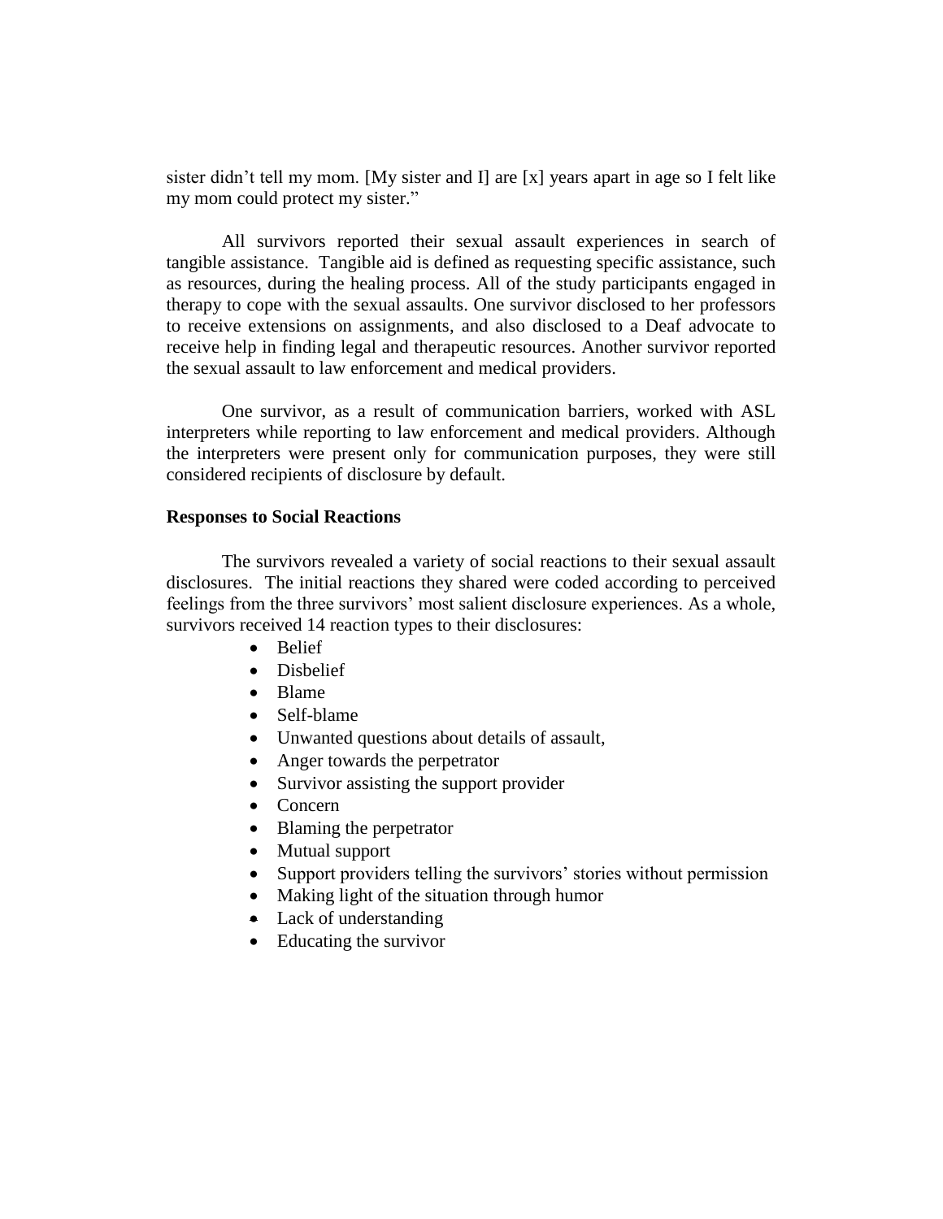sister didn't tell my mom. [My sister and I] are [x] years apart in age so I felt like my mom could protect my sister."

All survivors reported their sexual assault experiences in search of tangible assistance. Tangible aid is defined as requesting specific assistance, such as resources, during the healing process. All of the study participants engaged in therapy to cope with the sexual assaults. One survivor disclosed to her professors to receive extensions on assignments, and also disclosed to a Deaf advocate to receive help in finding legal and therapeutic resources. Another survivor reported the sexual assault to law enforcement and medical providers.

One survivor, as a result of communication barriers, worked with ASL interpreters while reporting to law enforcement and medical providers. Although the interpreters were present only for communication purposes, they were still considered recipients of disclosure by default.

**Responses to Social Reactions**

The survivors revealed a variety of social reactions to their sexual assault disclosures. The initial reactions they shared were coded according to perceived feelings from the three survivors' most salient disclosure experiences. As a whole, survivors received 14 reaction types to their disclosures:

- Belief
- Disbelief
- Blame
- Self-blame
- Unwanted questions about details of assault,
- Anger towards the perpetrator
- Survivor assisting the support provider
- Concern
- Blaming the perpetrator
- Mutual support
- Support providers telling the survivors' stories without permission
- Making light of the situation through humor
- Lack of understanding
- Educating the survivor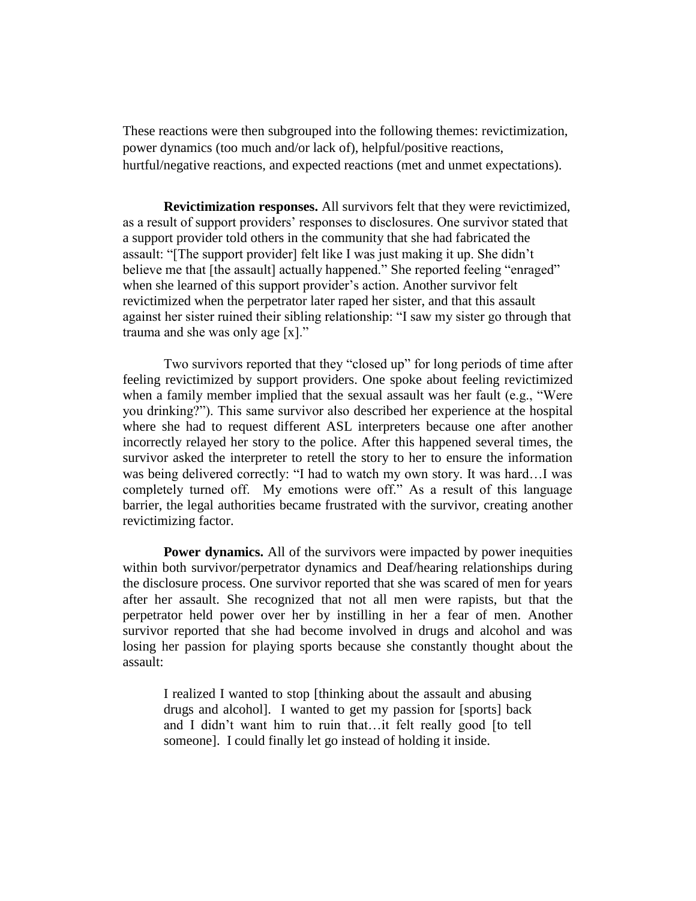These reactions were then subgrouped into the following themes: revictimization, power dynamics (too much and/or lack of), helpful/positive reactions, hurtful/negative reactions, and expected reactions (met and unmet expectations).

**Revictimization responses.** All survivors felt that they were revictimized, as a result of support providers' responses to disclosures. One survivor stated that a support provider told others in the community that she had fabricated the assault: "[The support provider] felt like I was just making it up. She didn't believe me that [the assault] actually happened." She reported feeling "enraged" when she learned of this support provider's action. Another survivor felt revictimized when the perpetrator later raped her sister, and that this assault against her sister ruined their sibling relationship: "I saw my sister go through that trauma and she was only age [x]."

Two survivors reported that they "closed up" for long periods of time after feeling revictimized by support providers. One spoke about feeling revictimized when a family member implied that the sexual assault was her fault (e.g., "Were you drinking?"). This same survivor also described her experience at the hospital where she had to request different ASL interpreters because one after another incorrectly relayed her story to the police. After this happened several times, the survivor asked the interpreter to retell the story to her to ensure the information was being delivered correctly: "I had to watch my own story. It was hard…I was completely turned off. My emotions were off." As a result of this language barrier, the legal authorities became frustrated with the survivor, creating another revictimizing factor.

**Power dynamics.** All of the survivors were impacted by power inequities within both survivor/perpetrator dynamics and Deaf/hearing relationships during the disclosure process. One survivor reported that she was scared of men for years after her assault. She recognized that not all men were rapists, but that the perpetrator held power over her by instilling in her a fear of men. Another survivor reported that she had become involved in drugs and alcohol and was losing her passion for playing sports because she constantly thought about the assault:

> I realized I wanted to stop [thinking about the assault and abusing drugs and alcohol]. I wanted to get my passion for [sports] back and I didn't want him to ruin that…it felt really good [to tell someone]. I could finally let go instead of holding it inside.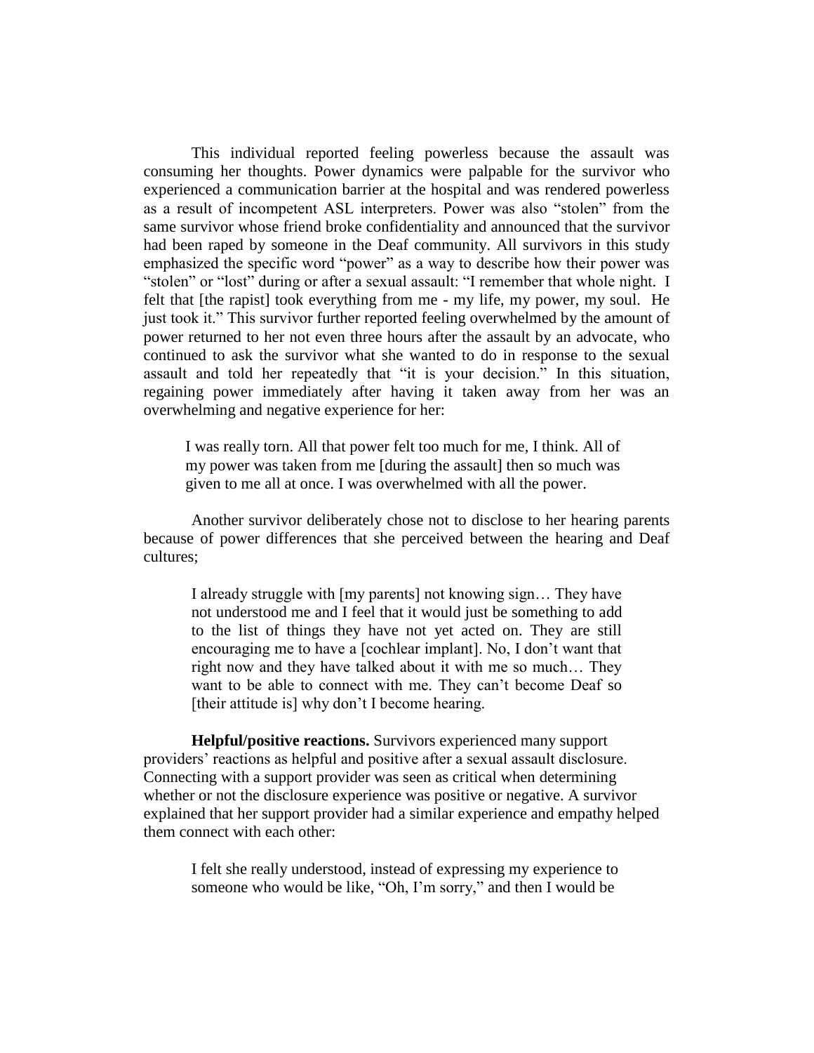This individual reported feeling powerless because the assault was consuming her thoughts. Power dynamics were palpable for the survivor who experienced a communication barrier at the hospital and was rendered powerless as a result of incompetent ASL interpreters. Power was also "stolen" from the same survivor whose friend broke confidentiality and announced that the survivor had been raped by someone in the Deaf community. All survivors in this study emphasized the specific word "power" as a way to describe how their power was "stolen" or "lost" during or after a sexual assault: "I remember that whole night. I felt that [the rapist] took everything from me - my life, my power, my soul. He just took it." This survivor further reported feeling overwhelmed by the amount of power returned to her not even three hours after the assault by an advocate, who continued to ask the survivor what she wanted to do in response to the sexual assault and told her repeatedly that "it is your decision." In this situation, regaining power immediately after having it taken away from her was an overwhelming and negative experience for her:

> I was really torn. All that power felt too much for me, I think. All of my power was taken from me [during the assault] then so much was given to me all at once. I was overwhelmed with all the power.

Another survivor deliberately chose not to disclose to her hearing parents because of power differences that she perceived between the hearing and Deaf cultures;

> I already struggle with [my parents] not knowing sign… They have not understood me and I feel that it would just be something to add to the list of things they have not yet acted on. They are still encouraging me to have a [cochlear implant]. No, I don't want that right now and they have talked about it with me so much… They want to be able to connect with me. They can't become Deaf so [their attitude is] why don't I become hearing.

**Helpful/positive reactions.** Survivors experienced many support providers' reactions as helpful and positive after a sexual assault disclosure. Connecting with a support provider was seen as critical when determining whether or not the disclosure experience was positive or negative. A survivor explained that her support provider had a similar experience and empathy helped them connect with each other:

> I felt she really understood, instead of expressing my experience to someone who would be like, "Oh, I'm sorry," and then I would be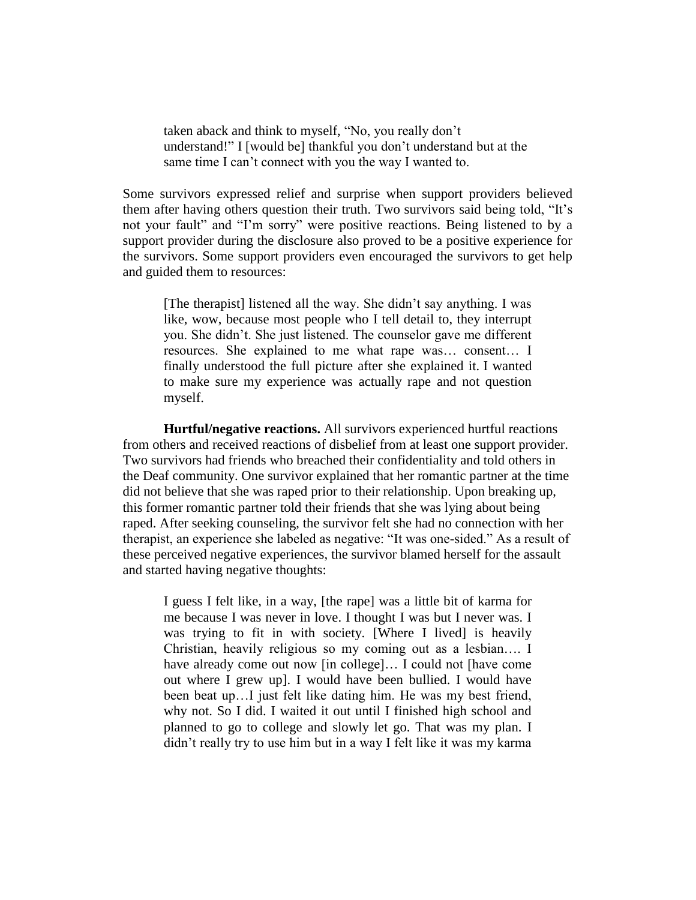> taken aback and think to myself, "No, you really don't understand!" I [would be] thankful you don't understand but at the same time I can't connect with you the way I wanted to.

Some survivors expressed relief and surprise when support providers believed them after having others question their truth. Two survivors said being told, "It's not your fault" and "I'm sorry" were positive reactions. Being listened to by a support provider during the disclosure also proved to be a positive experience for the survivors. Some support providers even encouraged the survivors to get help and guided them to resources:

> [The therapist] listened all the way. She didn't say anything. I was like, wow, because most people who I tell detail to, they interrupt you. She didn't. She just listened. The counselor gave me different resources. She explained to me what rape was… consent… I finally understood the full picture after she explained it. I wanted to make sure my experience was actually rape and not question myself.

**Hurtful/negative reactions.** All survivors experienced hurtful reactions from others and received reactions of disbelief from at least one support provider. Two survivors had friends who breached their confidentiality and told others in the Deaf community. One survivor explained that her romantic partner at the time did not believe that she was raped prior to their relationship. Upon breaking up, this former romantic partner told their friends that she was lying about being raped. After seeking counseling, the survivor felt she had no connection with her therapist, an experience she labeled as negative: "It was one-sided." As a result of these perceived negative experiences, the survivor blamed herself for the assault and started having negative thoughts:

> I guess I felt like, in a way, [the rape] was a little bit of karma for me because I was never in love. I thought I was but I never was. I was trying to fit in with society. [Where I lived] is heavily Christian, heavily religious so my coming out as a lesbian…. I have already come out now [in college]… I could not [have come out where I grew up]. I would have been bullied. I would have been beat up…I just felt like dating him. He was my best friend, why not. So I did. I waited it out until I finished high school and planned to go to college and slowly let go. That was my plan. I didn't really try to use him but in a way I felt like it was my karma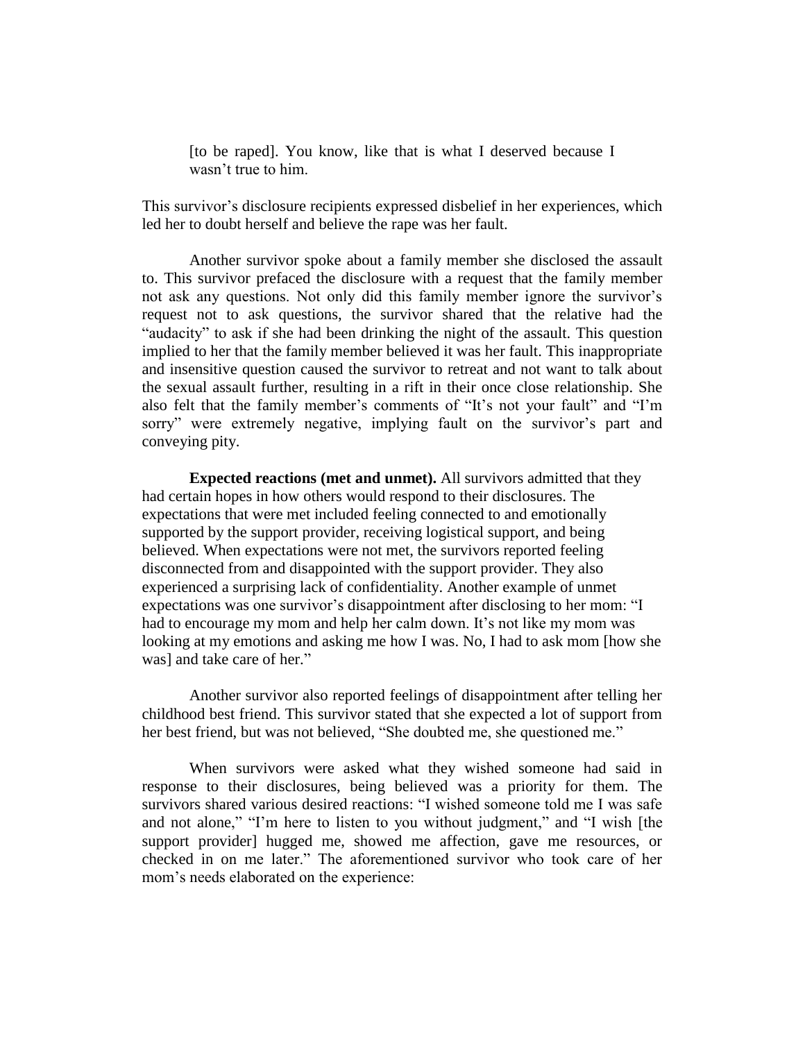> [to be raped]. You know, like that is what I deserved because I wasn't true to him.

This survivor's disclosure recipients expressed disbelief in her experiences, which led her to doubt herself and believe the rape was her fault.

Another survivor spoke about a family member she disclosed the assault to. This survivor prefaced the disclosure with a request that the family member not ask any questions. Not only did this family member ignore the survivor's request not to ask questions, the survivor shared that the relative had the "audacity" to ask if she had been drinking the night of the assault. This question implied to her that the family member believed it was her fault. This inappropriate and insensitive question caused the survivor to retreat and not want to talk about the sexual assault further, resulting in a rift in their once close relationship. She also felt that the family member's comments of "It's not your fault" and "I'm sorry" were extremely negative, implying fault on the survivor's part and conveying pity.

**Expected reactions (met and unmet).** All survivors admitted that they had certain hopes in how others would respond to their disclosures. The expectations that were met included feeling connected to and emotionally supported by the support provider, receiving logistical support, and being believed. When expectations were not met, the survivors reported feeling disconnected from and disappointed with the support provider. They also experienced a surprising lack of confidentiality. Another example of unmet expectations was one survivor's disappointment after disclosing to her mom: "I had to encourage my mom and help her calm down. It's not like my mom was looking at my emotions and asking me how I was. No, I had to ask mom [how she was] and take care of her."

Another survivor also reported feelings of disappointment after telling her childhood best friend. This survivor stated that she expected a lot of support from her best friend, but was not believed, "She doubted me, she questioned me."

When survivors were asked what they wished someone had said in response to their disclosures, being believed was a priority for them. The survivors shared various desired reactions: "I wished someone told me I was safe and not alone," "I'm here to listen to you without judgment," and "I wish [the support provider] hugged me, showed me affection, gave me resources, or checked in on me later." The aforementioned survivor who took care of her mom's needs elaborated on the experience: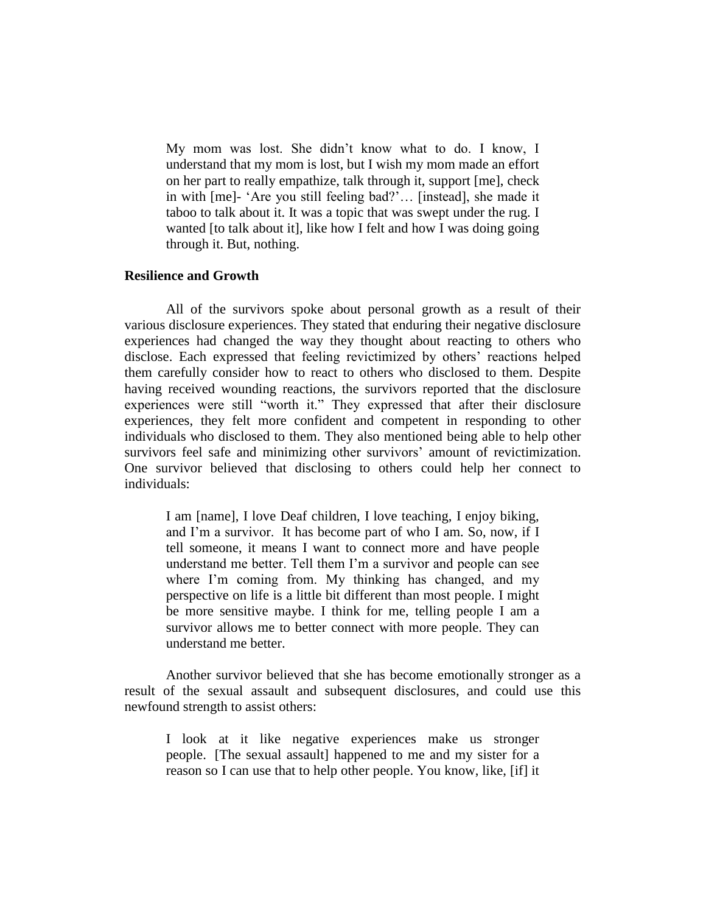> My mom was lost. She didn't know what to do. I know, I understand that my mom is lost, but I wish my mom made an effort on her part to really empathize, talk through it, support [me], check in with [me]- 'Are you still feeling bad?'… [instead], she made it taboo to talk about it. It was a topic that was swept under the rug. I wanted [to talk about it], like how I felt and how I was doing going through it. But, nothing.

### Resilience and Growth

All of the survivors spoke about personal growth as a result of their various disclosure experiences. They stated that enduring their negative disclosure experiences had changed the way they thought about reacting to others who disclose. Each expressed that feeling revictimized by others' reactions helped them carefully consider how to react to others who disclosed to them. Despite having received wounding reactions, the survivors reported that the disclosure experiences were still "worth it." They expressed that after their disclosure experiences, they felt more confident and competent in responding to other individuals who disclosed to them. They also mentioned being able to help other survivors feel safe and minimizing other survivors' amount of revictimization. One survivor believed that disclosing to others could help her connect to individuals:

> I am [name], I love Deaf children, I love teaching, I enjoy biking, and I'm a survivor. It has become part of who I am. So, now, if I tell someone, it means I want to connect more and have people understand me better. Tell them I'm a survivor and people can see where I'm coming from. My thinking has changed, and my perspective on life is a little bit different than most people. I might be more sensitive maybe. I think for me, telling people I am a survivor allows me to better connect with more people. They can understand me better.

Another survivor believed that she has become emotionally stronger as a result of the sexual assault and subsequent disclosures, and could use this newfound strength to assist others:

> I look at it like negative experiences make us stronger people. [The sexual assault] happened to me and my sister for a reason so I can use that to help other people. You know, like, [if] it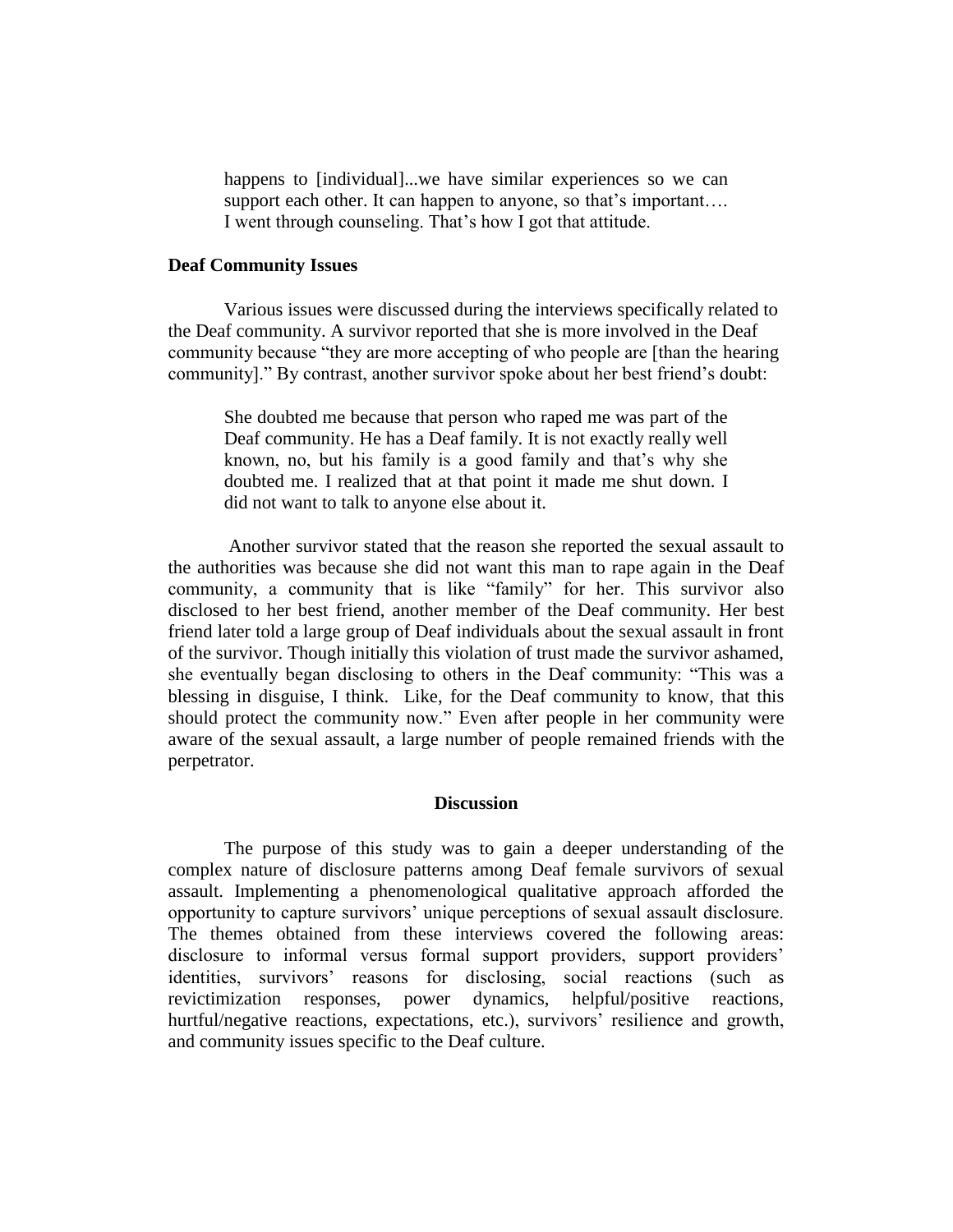> happens to [individual]...we have similar experiences so we can support each other. It can happen to anyone, so that's important…. I went through counseling. That's how I got that attitude.

### Deaf Community Issues

Various issues were discussed during the interviews specifically related to the Deaf community. A survivor reported that she is more involved in the Deaf community because "they are more accepting of who people are [than the hearing community]." By contrast, another survivor spoke about her best friend's doubt:

> She doubted me because that person who raped me was part of the Deaf community. He has a Deaf family. It is not exactly really well known, no, but his family is a good family and that's why she doubted me. I realized that at that point it made me shut down. I did not want to talk to anyone else about it.

Another survivor stated that the reason she reported the sexual assault to the authorities was because she did not want this man to rape again in the Deaf community, a community that is like "family" for her. This survivor also disclosed to her best friend, another member of the Deaf community. Her best friend later told a large group of Deaf individuals about the sexual assault in front of the survivor. Though initially this violation of trust made the survivor ashamed, she eventually began disclosing to others in the Deaf community: "This was a blessing in disguise, I think. Like, for the Deaf community to know, that this should protect the community now." Even after people in her community were aware of the sexual assault, a large number of people remained friends with the perpetrator.

## Discussion

The purpose of this study was to gain a deeper understanding of the complex nature of disclosure patterns among Deaf female survivors of sexual assault. Implementing a phenomenological qualitative approach afforded the opportunity to capture survivors' unique perceptions of sexual assault disclosure. The themes obtained from these interviews covered the following areas: disclosure to informal versus formal support providers, support providers' identities, survivors' reasons for disclosing, social reactions (such as revictimization responses, power dynamics, helpful/positive reactions, hurtful/negative reactions, expectations, etc.), survivors' resilience and growth, and community issues specific to the Deaf culture.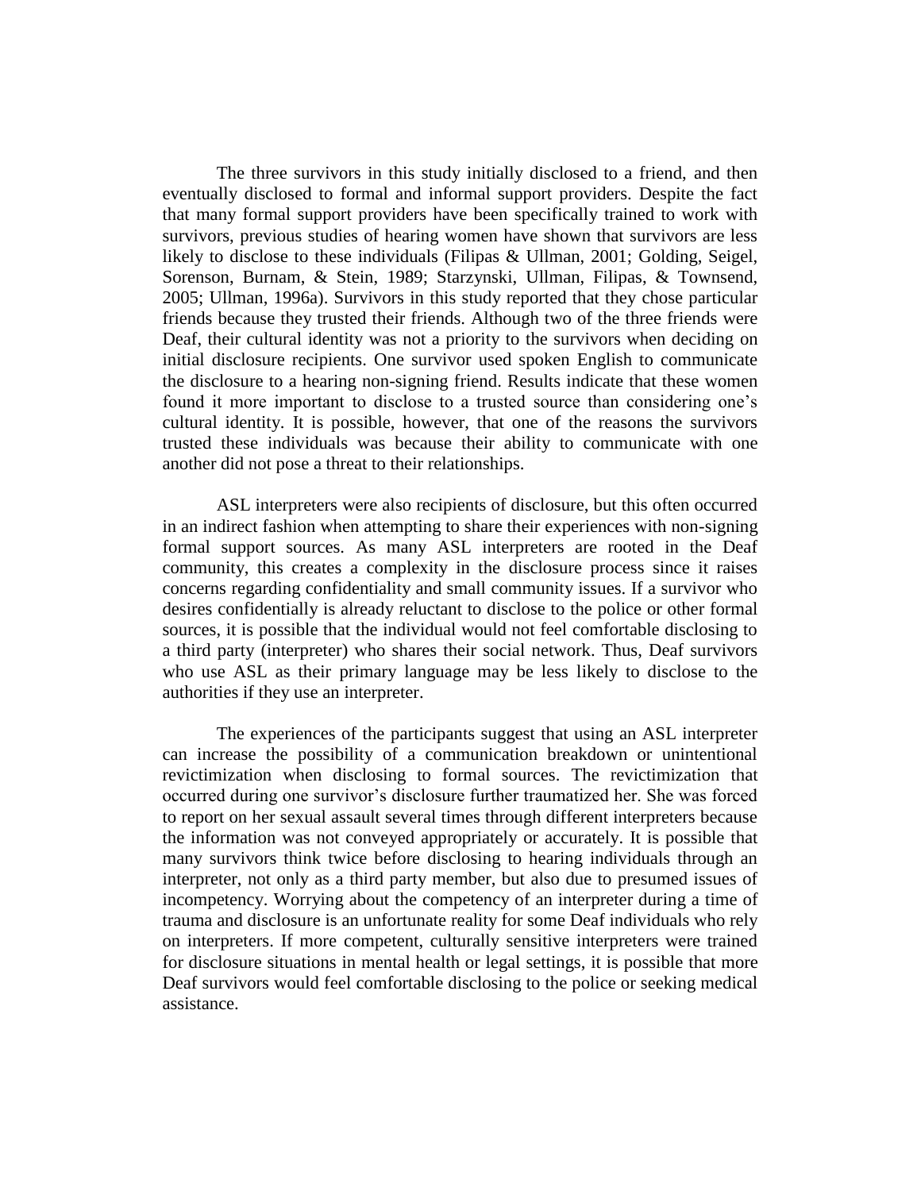The three survivors in this study initially disclosed to a friend, and then eventually disclosed to formal and informal support providers. Despite the fact that many formal support providers have been specifically trained to work with survivors, previous studies of hearing women have shown that survivors are less likely to disclose to these individuals (Filipas & Ullman, 2001; Golding, Seigel, Sorenson, Burnam, & Stein, 1989; Starzynski, Ullman, Filipas, & Townsend, 2005; Ullman, 1996a). Survivors in this study reported that they chose particular friends because they trusted their friends. Although two of the three friends were Deaf, their cultural identity was not a priority to the survivors when deciding on initial disclosure recipients. One survivor used spoken English to communicate the disclosure to a hearing non-signing friend. Results indicate that these women found it more important to disclose to a trusted source than considering one's cultural identity. It is possible, however, that one of the reasons the survivors trusted these individuals was because their ability to communicate with one another did not pose a threat to their relationships.

ASL interpreters were also recipients of disclosure, but this often occurred in an indirect fashion when attempting to share their experiences with non-signing formal support sources. As many ASL interpreters are rooted in the Deaf community, this creates a complexity in the disclosure process since it raises concerns regarding confidentiality and small community issues. If a survivor who desires confidentially is already reluctant to disclose to the police or other formal sources, it is possible that the individual would not feel comfortable disclosing to a third party (interpreter) who shares their social network. Thus, Deaf survivors who use ASL as their primary language may be less likely to disclose to the authorities if they use an interpreter.

The experiences of the participants suggest that using an ASL interpreter can increase the possibility of a communication breakdown or unintentional revictimization when disclosing to formal sources. The revictimization that occurred during one survivor's disclosure further traumatized her. She was forced to report on her sexual assault several times through different interpreters because the information was not conveyed appropriately or accurately. It is possible that many survivors think twice before disclosing to hearing individuals through an interpreter, not only as a third party member, but also due to presumed issues of incompetency. Worrying about the competency of an interpreter during a time of trauma and disclosure is an unfortunate reality for some Deaf individuals who rely on interpreters. If more competent, culturally sensitive interpreters were trained for disclosure situations in mental health or legal settings, it is possible that more Deaf survivors would feel comfortable disclosing to the police or seeking medical assistance.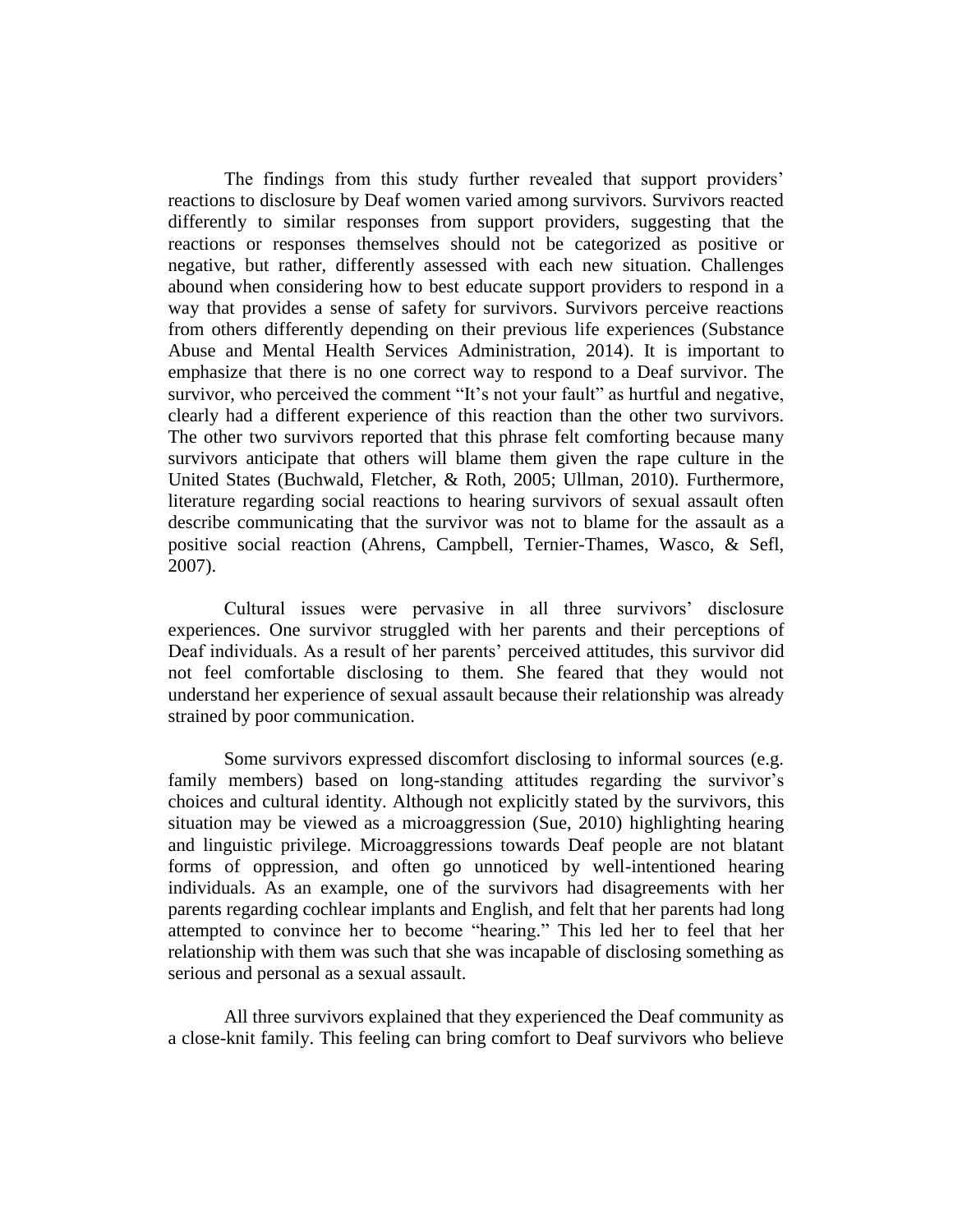The findings from this study further revealed that support providers' reactions to disclosure by Deaf women varied among survivors. Survivors reacted differently to similar responses from support providers, suggesting that the reactions or responses themselves should not be categorized as positive or negative, but rather, differently assessed with each new situation. Challenges abound when considering how to best educate support providers to respond in a way that provides a sense of safety for survivors. Survivors perceive reactions from others differently depending on their previous life experiences (Substance Abuse and Mental Health Services Administration, 2014). It is important to emphasize that there is no one correct way to respond to a Deaf survivor. The survivor, who perceived the comment "It's not your fault" as hurtful and negative, clearly had a different experience of this reaction than the other two survivors. The other two survivors reported that this phrase felt comforting because many survivors anticipate that others will blame them given the rape culture in the United States (Buchwald, Fletcher, & Roth, 2005; Ullman, 2010). Furthermore, literature regarding social reactions to hearing survivors of sexual assault often describe communicating that the survivor was not to blame for the assault as a positive social reaction (Ahrens, Campbell, Ternier-Thames, Wasco, & Sefl, 2007).

Cultural issues were pervasive in all three survivors' disclosure experiences. One survivor struggled with her parents and their perceptions of Deaf individuals. As a result of her parents' perceived attitudes, this survivor did not feel comfortable disclosing to them. She feared that they would not understand her experience of sexual assault because their relationship was already strained by poor communication.

Some survivors expressed discomfort disclosing to informal sources (e.g. family members) based on long-standing attitudes regarding the survivor's choices and cultural identity. Although not explicitly stated by the survivors, this situation may be viewed as a microaggression (Sue, 2010) highlighting hearing and linguistic privilege. Microaggressions towards Deaf people are not blatant forms of oppression, and often go unnoticed by well-intentioned hearing individuals. As an example, one of the survivors had disagreements with her parents regarding cochlear implants and English, and felt that her parents had long attempted to convince her to become "hearing." This led her to feel that her relationship with them was such that she was incapable of disclosing something as serious and personal as a sexual assault.

All three survivors explained that they experienced the Deaf community as a close-knit family. This feeling can bring comfort to Deaf survivors who believe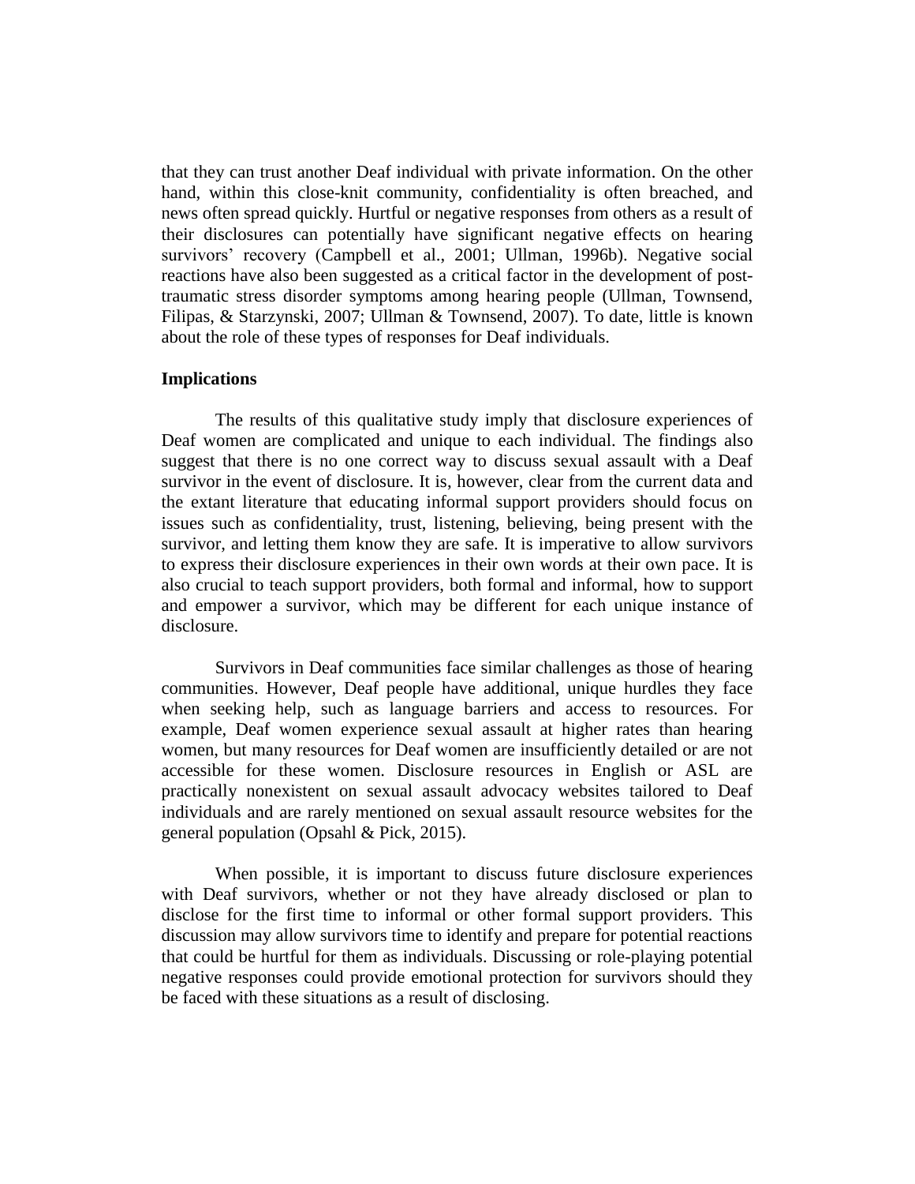that they can trust another Deaf individual with private information. On the other hand, within this close-knit community, confidentiality is often breached, and news often spread quickly. Hurtful or negative responses from others as a result of their disclosures can potentially have significant negative effects on hearing survivors' recovery (Campbell et al., 2001; Ullman, 1996b). Negative social reactions have also been suggested as a critical factor in the development of post-traumatic stress disorder symptoms among hearing people (Ullman, Townsend, Filipas, & Starzynski, 2007; Ullman & Townsend, 2007). To date, little is known about the role of these types of responses for Deaf individuals.

**Implications**

The results of this qualitative study imply that disclosure experiences of Deaf women are complicated and unique to each individual. The findings also suggest that there is no one correct way to discuss sexual assault with a Deaf survivor in the event of disclosure. It is, however, clear from the current data and the extant literature that educating informal support providers should focus on issues such as confidentiality, trust, listening, believing, being present with the survivor, and letting them know they are safe. It is imperative to allow survivors to express their disclosure experiences in their own words at their own pace. It is also crucial to teach support providers, both formal and informal, how to support and empower a survivor, which may be different for each unique instance of disclosure.

Survivors in Deaf communities face similar challenges as those of hearing communities. However, Deaf people have additional, unique hurdles they face when seeking help, such as language barriers and access to resources. For example, Deaf women experience sexual assault at higher rates than hearing women, but many resources for Deaf women are insufficiently detailed or are not accessible for these women. Disclosure resources in English or ASL are practically nonexistent on sexual assault advocacy websites tailored to Deaf individuals and are rarely mentioned on sexual assault resource websites for the general population (Opsahl & Pick, 2015).

When possible, it is important to discuss future disclosure experiences with Deaf survivors, whether or not they have already disclosed or plan to disclose for the first time to informal or other formal support providers. This discussion may allow survivors time to identify and prepare for potential reactions that could be hurtful for them as individuals. Discussing or role-playing potential negative responses could provide emotional protection for survivors should they be faced with these situations as a result of disclosing.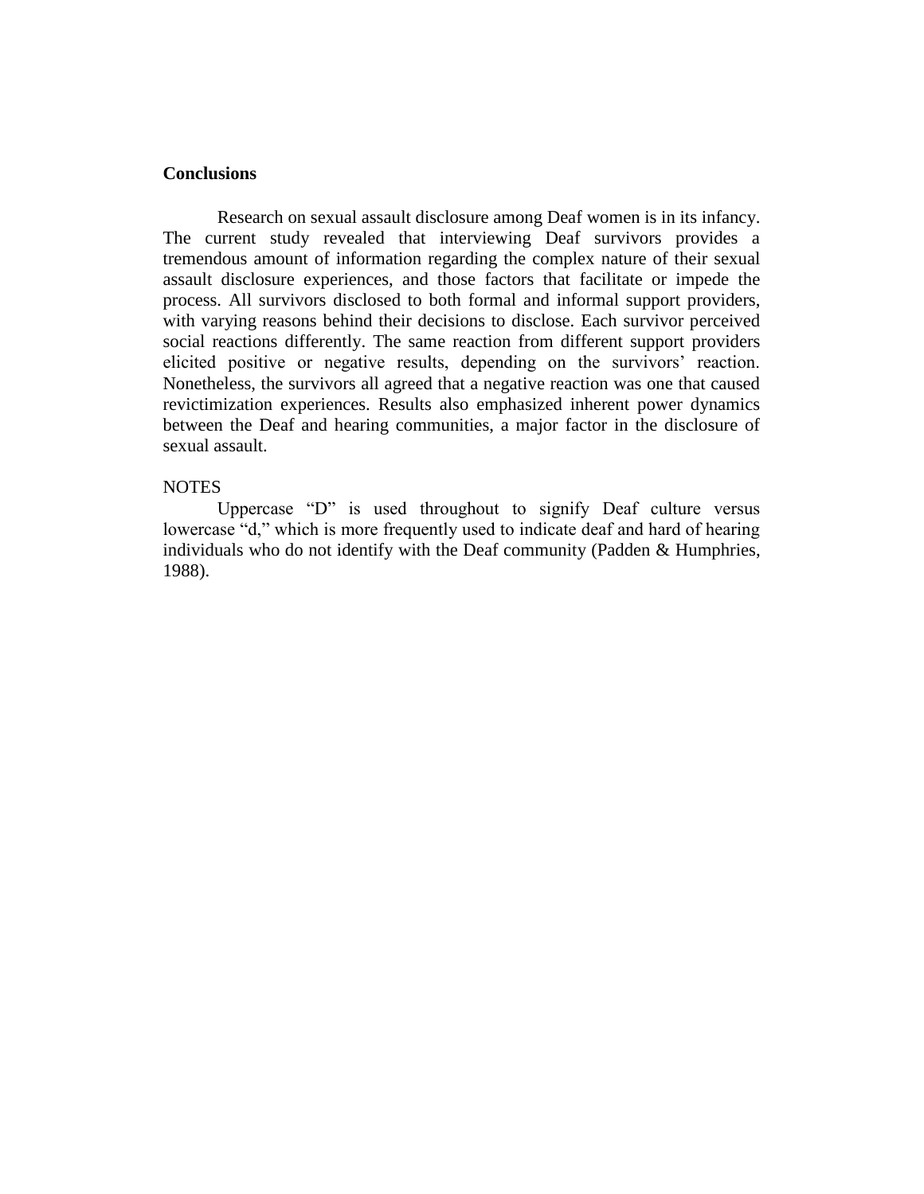## Conclusions

Research on sexual assault disclosure among Deaf women is in its infancy. The current study revealed that interviewing Deaf survivors provides a tremendous amount of information regarding the complex nature of their sexual assault disclosure experiences, and those factors that facilitate or impede the process. All survivors disclosed to both formal and informal support providers, with varying reasons behind their decisions to disclose. Each survivor perceived social reactions differently. The same reaction from different support providers elicited positive or negative results, depending on the survivors' reaction. Nonetheless, the survivors all agreed that a negative reaction was one that caused revictimization experiences. Results also emphasized inherent power dynamics between the Deaf and hearing communities, a major factor in the disclosure of sexual assault.

NOTES

Uppercase "D" is used throughout to signify Deaf culture versus lowercase "d," which is more frequently used to indicate deaf and hard of hearing individuals who do not identify with the Deaf community (Padden & Humphries, 1988).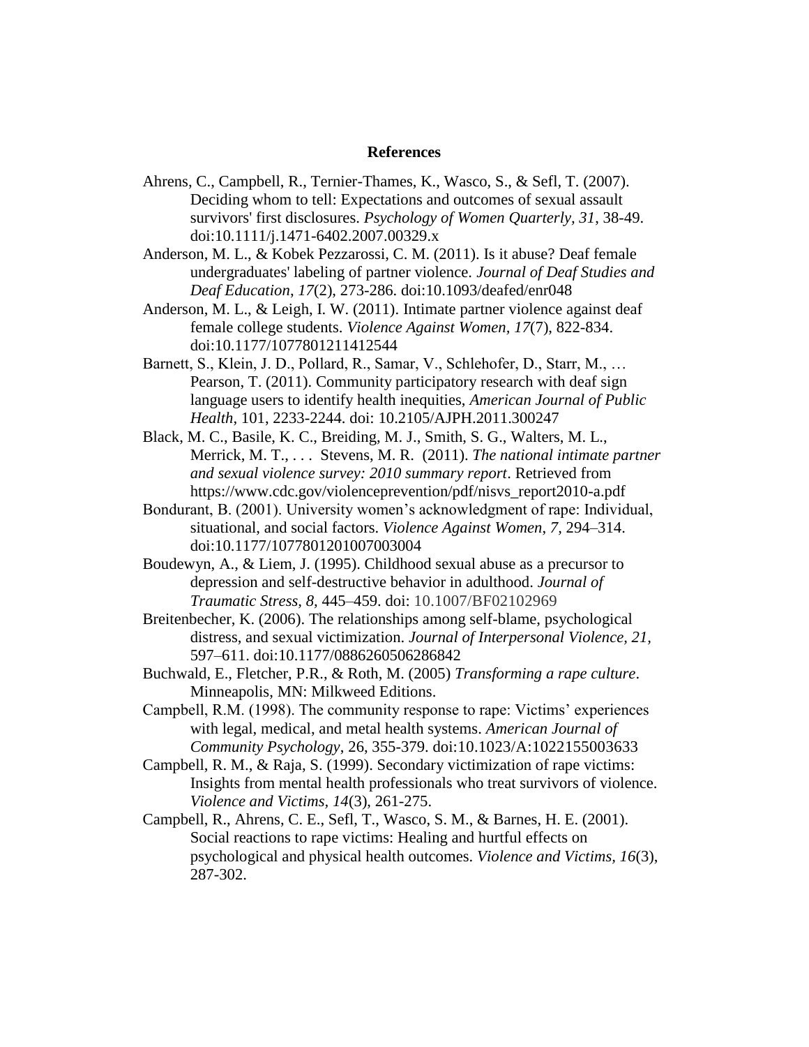## References

Ahrens, C., Campbell, R., Ternier-Thames, K., Wasco, S., & Sefl, T. (2007). Deciding whom to tell: Expectations and outcomes of sexual assault survivors' first disclosures. *Psychology of Women Quarterly, 31*, 38-49. doi:10.1111/j.1471-6402.2007.00329.x

Anderson, M. L., & Kobek Pezzarossi, C. M. (2011). Is it abuse? Deaf female undergraduates' labeling of partner violence. *Journal of Deaf Studies and Deaf Education*, *17*(2), 273-286. doi:10.1093/deafed/enr048

Anderson, M. L., & Leigh, I. W. (2011). Intimate partner violence against deaf female college students. *Violence Against Women, 17*(7), 822-834. doi:10.1177/1077801211412544

Barnett, S., Klein, J. D., Pollard, R., Samar, V., Schlehofer, D., Starr, M., … Pearson, T. (2011). Community participatory research with deaf sign language users to identify health inequities, *American Journal of Public Health*, 101, 2233-2244. doi: 10.2105/AJPH.2011.300247

Black, M. C., Basile, K. C., Breiding, M. J., Smith, S. G., Walters, M. L., Merrick, M. T., . . . Stevens, M. R. (2011). *The national intimate partner and sexual violence survey: 2010 summary report*. Retrieved from https://www.cdc.gov/violenceprevention/pdf/nisvs_report2010-a.pdf

Bondurant, B. (2001). University women's acknowledgment of rape: Individual, situational, and social factors. *Violence Against Women*, *7,* 294–314. doi:10.1177/1077801201007003004

Boudewyn, A., & Liem, J. (1995). Childhood sexual abuse as a precursor to depression and self-destructive behavior in adulthood. *Journal of Traumatic Stress, 8*, 445–459. doi: 10.1007/BF02102969

Breitenbecher, K. (2006). The relationships among self-blame, psychological distress, and sexual victimization. *Journal of Interpersonal Violence, 21,* 597–611. doi:10.1177/0886260506286842

Buchwald, E., Fletcher, P.R., & Roth, M. (2005) *Transforming a rape culture*. Minneapolis, MN: Milkweed Editions.

Campbell, R.M. (1998). The community response to rape: Victims' experiences with legal, medical, and metal health systems. *American Journal of Community Psychology*, 26, 355-379. doi:10.1023/A:1022155003633

Campbell, R. M., & Raja, S. (1999). Secondary victimization of rape victims: Insights from mental health professionals who treat survivors of violence. *Violence and Victims, 14*(3), 261-275.

Campbell, R., Ahrens, C. E., Sefl, T., Wasco, S. M., & Barnes, H. E. (2001). Social reactions to rape victims: Healing and hurtful effects on psychological and physical health outcomes. *Violence and Victims, 16*(3), 287-302.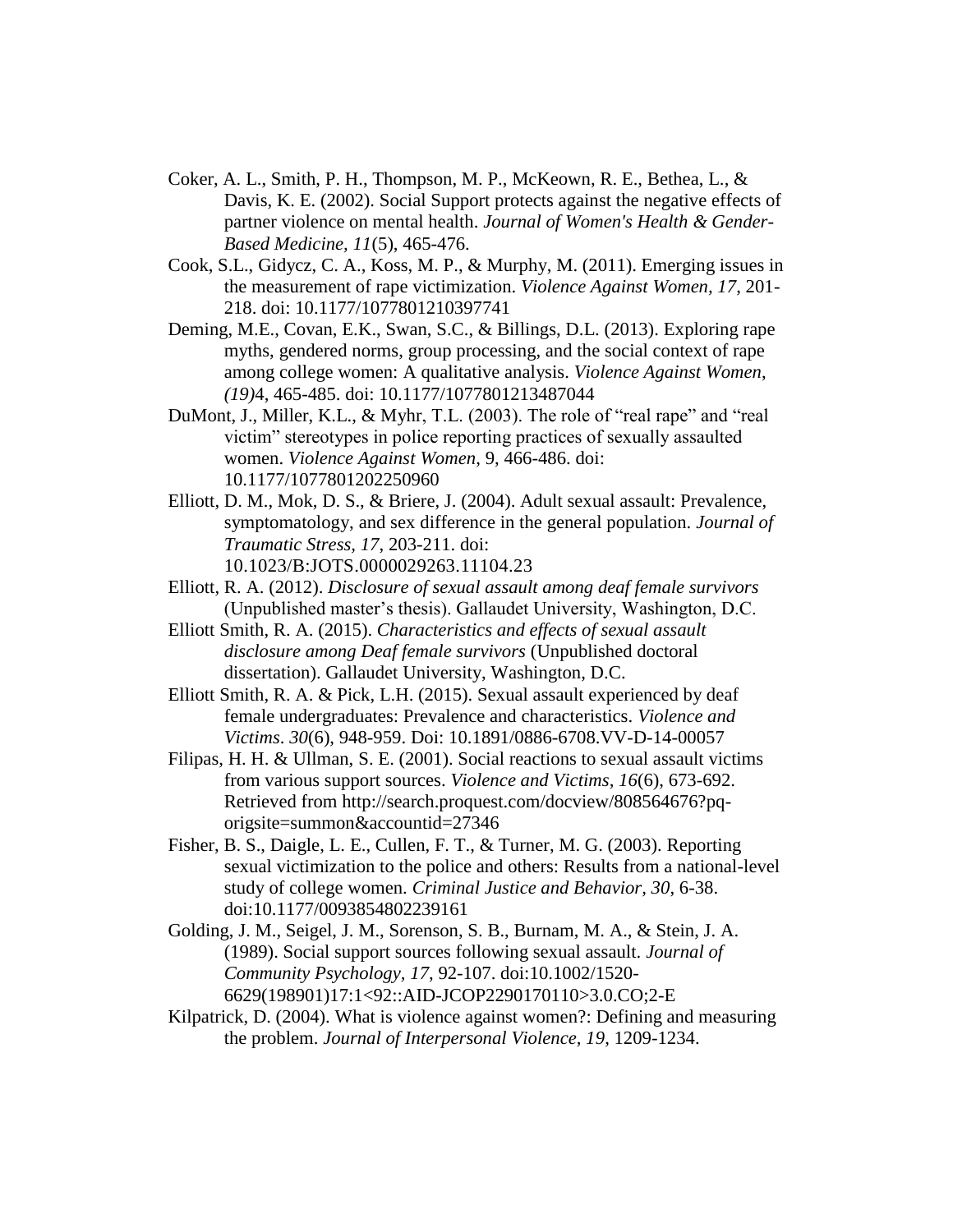Coker, A. L., Smith, P. H., Thompson, M. P., McKeown, R. E., Bethea, L., & Davis, K. E. (2002). Social Support protects against the negative effects of partner violence on mental health. *Journal of Women's Health & Gender-Based Medicine, 11*(5), 465-476.

Cook, S.L., Gidycz, C. A., Koss, M. P., & Murphy, M. (2011). Emerging issues in the measurement of rape victimization. *Violence Against Women, 17*, 201-218. doi: 10.1177/1077801210397741

Deming, M.E., Covan, E.K., Swan, S.C., & Billings, D.L. (2013). Exploring rape myths, gendered norms, group processing, and the social context of rape among college women: A qualitative analysis. *Violence Against Women*, *(19)*4, 465-485. doi: 10.1177/1077801213487044

DuMont, J., Miller, K.L., & Myhr, T.L. (2003). The role of "real rape" and "real victim" stereotypes in police reporting practices of sexually assaulted women. *Violence Against Women*, 9, 466-486. doi: 10.1177/1077801202250960

Elliott, D. M., Mok, D. S., & Briere, J. (2004). Adult sexual assault: Prevalence, symptomatology, and sex difference in the general population. *Journal of Traumatic Stress*, *17*, 203-211. doi: 10.1023/B:JOTS.0000029263.11104.23

Elliott, R. A. (2012). *Disclosure of sexual assault among deaf female survivors* (Unpublished master's thesis). Gallaudet University, Washington, D.C.

Elliott Smith, R. A. (2015). *Characteristics and effects of sexual assault disclosure among Deaf female survivors* (Unpublished doctoral dissertation). Gallaudet University, Washington, D.C.

Elliott Smith, R. A. & Pick, L.H. (2015). Sexual assault experienced by deaf female undergraduates: Prevalence and characteristics. *Violence and Victims*. *30*(6), 948-959. Doi: 10.1891/0886-6708.VV-D-14-00057

Filipas, H. H. & Ullman, S. E. (2001). Social reactions to sexual assault victims from various support sources. *Violence and Victims*, *16*(6), 673-692. Retrieved from http://search.proquest.com/docview/808564676?pq-origsite=summon&accountid=27346

Fisher, B. S., Daigle, L. E., Cullen, F. T., & Turner, M. G. (2003). Reporting sexual victimization to the police and others: Results from a national-level study of college women. *Criminal Justice and Behavior*, *30*, 6-38. doi:10.1177/0093854802239161

Golding, J. M., Seigel, J. M., Sorenson, S. B., Burnam, M. A., & Stein, J. A. (1989). Social support sources following sexual assault. *Journal of Community Psychology*, *17*, 92-107. doi:10.1002/1520-6629(198901)17:1<92::AID-JCOP2290170110>3.0.CO;2-E

Kilpatrick, D. (2004). What is violence against women?: Defining and measuring the problem. *Journal of Interpersonal Violence*, *19*, 1209-1234.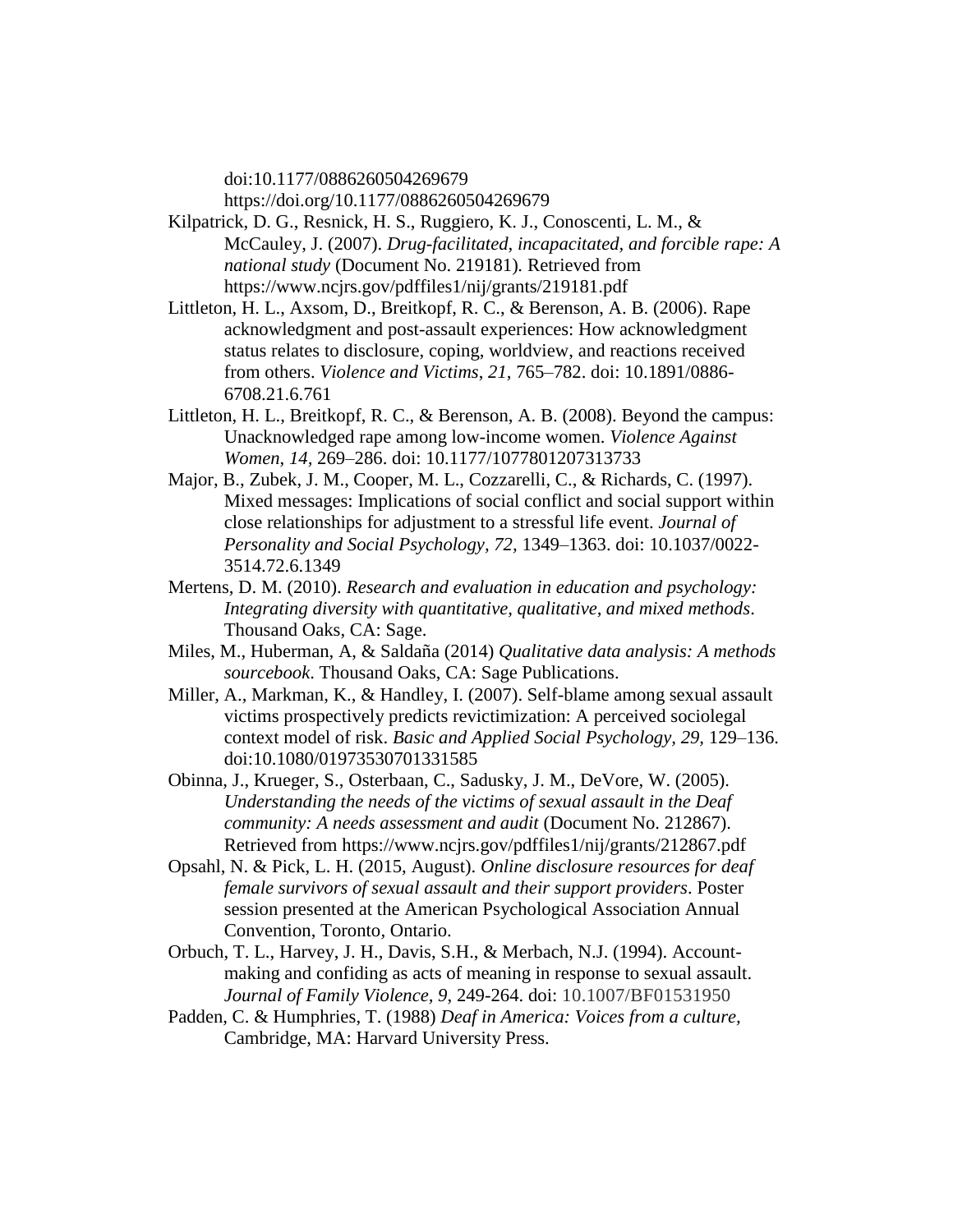doi:10.1177/0886260504269679
https://doi.org/10.1177/0886260504269679

Kilpatrick, D. G., Resnick, H. S., Ruggiero, K. J., Conoscenti, L. M., & McCauley, J. (2007). *Drug-facilitated, incapacitated, and forcible rape: A national study* (Document No. 219181). Retrieved from https://www.ncjrs.gov/pdffiles1/nij/grants/219181.pdf

Littleton, H. L., Axsom, D., Breitkopf, R. C., & Berenson, A. B. (2006). Rape acknowledgment and post-assault experiences: How acknowledgment status relates to disclosure, coping, worldview, and reactions received from others. *Violence and Victims*, *21*, 765–782. doi: 10.1891/0886-6708.21.6.761

Littleton, H. L., Breitkopf, R. C., & Berenson, A. B. (2008). Beyond the campus: Unacknowledged rape among low-income women. *Violence Against Women*, *14*, 269–286. doi: 10.1177/1077801207313733

Major, B., Zubek, J. M., Cooper, M. L., Cozzarelli, C., & Richards, C. (1997). Mixed messages: Implications of social conflict and social support within close relationships for adjustment to a stressful life event. *Journal of Personality and Social Psychology, 72*, 1349–1363. doi: 10.1037/0022-3514.72.6.1349

Mertens, D. M. (2010). *Research and evaluation in education and psychology: Integrating diversity with quantitative, qualitative, and mixed methods*. Thousand Oaks, CA: Sage.

Miles, M., Huberman, A, & Saldaña (2014) *Qualitative data analysis: A methods sourcebook*. Thousand Oaks, CA: Sage Publications.

Miller, A., Markman, K., & Handley, I. (2007). Self-blame among sexual assault victims prospectively predicts revictimization: A perceived sociolegal context model of risk. *Basic and Applied Social Psychology, 29*, 129–136. doi:10.1080/01973530701331585

Obinna, J., Krueger, S., Osterbaan, C., Sadusky, J. M., DeVore, W. (2005). *Understanding the needs of the victims of sexual assault in the Deaf community: A needs assessment and audit* (Document No. 212867). Retrieved from https://www.ncjrs.gov/pdffiles1/nij/grants/212867.pdf

Opsahl, N. & Pick, L. H. (2015, August). *Online disclosure resources for deaf female survivors of sexual assault and their support providers*. Poster session presented at the American Psychological Association Annual Convention, Toronto, Ontario.

Orbuch, T. L., Harvey, J. H., Davis, S.H., & Merbach, N.J. (1994). Account-making and confiding as acts of meaning in response to sexual assault. *Journal of Family Violence, 9*, 249-264. doi: 10.1007/BF01531950

Padden, C. & Humphries, T. (1988) *Deaf in America: Voices from a culture*, Cambridge, MA: Harvard University Press.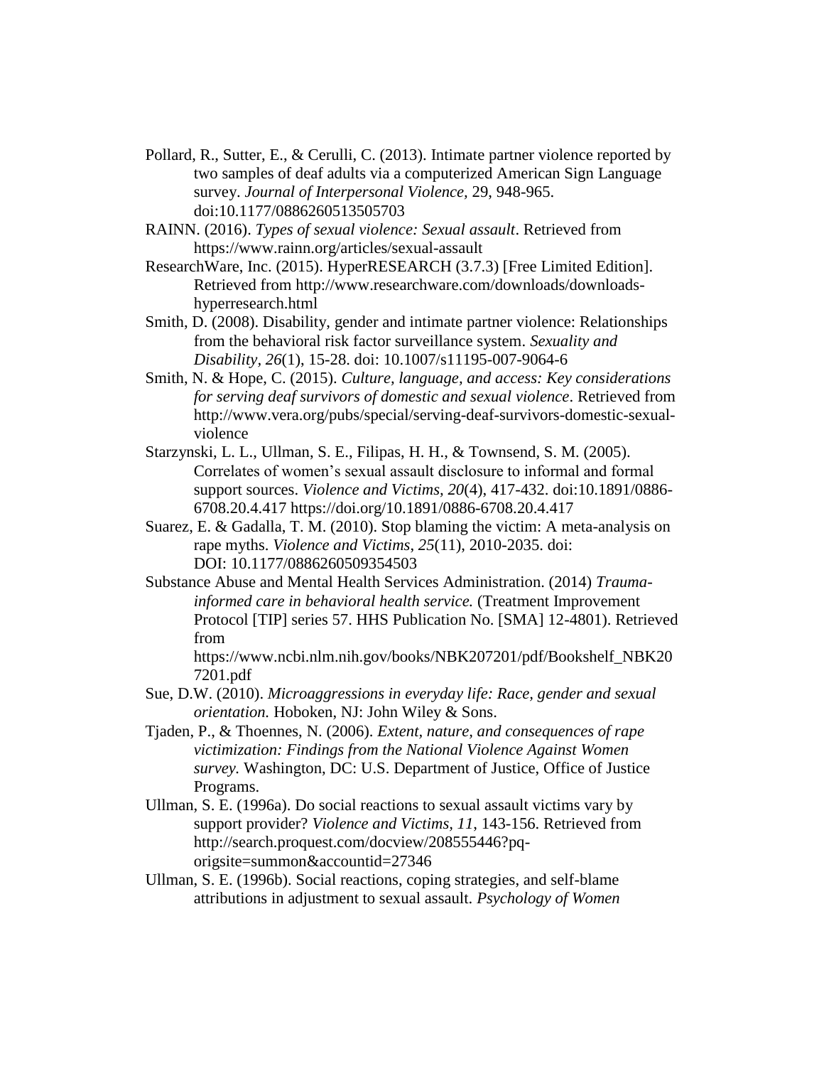Pollard, R., Sutter, E., & Cerulli, C. (2013). Intimate partner violence reported by two samples of deaf adults via a computerized American Sign Language survey. *Journal of Interpersonal Violence,* 29, 948-965. doi:10.1177/0886260513505703

RAINN. (2016). *Types of sexual violence: Sexual assault*. Retrieved from https://www.rainn.org/articles/sexual-assault

ResearchWare, Inc. (2015). HyperRESEARCH (3.7.3) [Free Limited Edition]. Retrieved from http://www.researchware.com/downloads/downloads-hyperresearch.html

Smith, D. (2008). Disability, gender and intimate partner violence: Relationships from the behavioral risk factor surveillance system. *Sexuality and Disability, 26*(1), 15-28. doi: 10.1007/s11195-007-9064-6

Smith, N. & Hope, C. (2015). *Culture, language, and access: Key considerations for serving deaf survivors of domestic and sexual violence*. Retrieved from http://www.vera.org/pubs/special/serving-deaf-survivors-domestic-sexual-violence

Starzynski, L. L., Ullman, S. E., Filipas, H. H., & Townsend, S. M. (2005). Correlates of women's sexual assault disclosure to informal and formal support sources. *Violence and Victims, 20*(4), 417-432. doi:10.1891/0886-6708.20.4.417 https://doi.org/10.1891/0886-6708.20.4.417

Suarez, E. & Gadalla, T. M. (2010). Stop blaming the victim: A meta-analysis on rape myths. *Violence and Victims*, *25*(11), 2010-2035. doi: DOI: 10.1177/0886260509354503

Substance Abuse and Mental Health Services Administration. (2014) *Trauma-informed care in behavioral health service.* (Treatment Improvement Protocol [TIP] series 57. HHS Publication No. [SMA] 12-4801). Retrieved from https://www.ncbi.nlm.nih.gov/books/NBK207201/pdf/Bookshelf_NBK207201.pdf

Sue, D.W. (2010). *Microaggressions in everyday life: Race, gender and sexual orientation.* Hoboken, NJ: John Wiley & Sons.

Tjaden, P., & Thoennes, N. (2006). *Extent, nature, and consequences of rape victimization: Findings from the National Violence Against Women survey.* Washington, DC: U.S. Department of Justice, Office of Justice Programs.

Ullman, S. E. (1996a). Do social reactions to sexual assault victims vary by support provider? *Violence and Victims, 11*, 143-156. Retrieved from http://search.proquest.com/docview/208555446?pq-origsite=summon&accountid=27346

Ullman, S. E. (1996b). Social reactions, coping strategies, and self-blame attributions in adjustment to sexual assault. *Psychology of Women*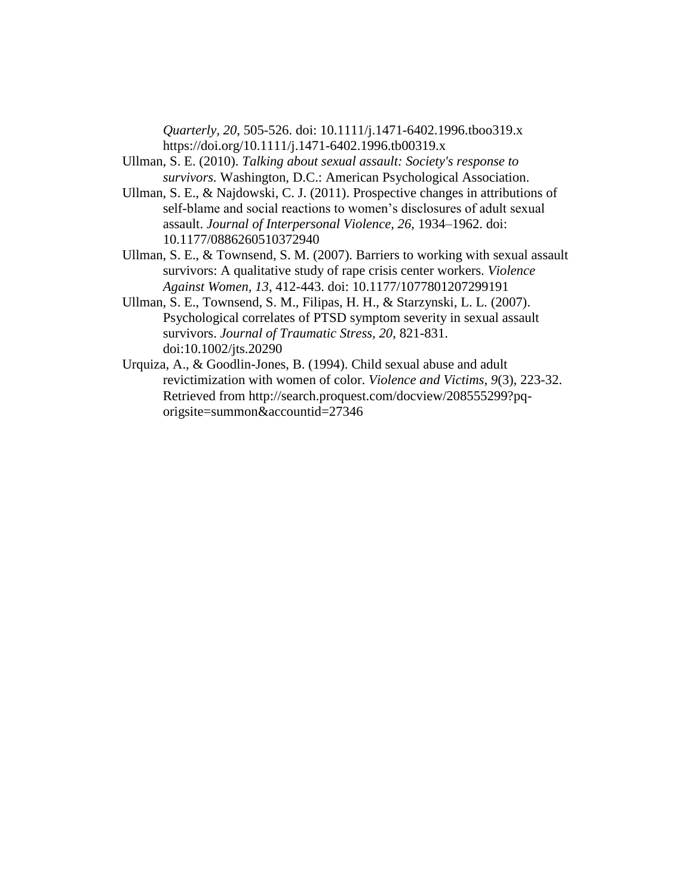*Quarterly, 20*, 505-526. doi: 10.1111/j.1471-6402.1996.tboo319.x https://doi.org/10.1111/j.1471-6402.1996.tb00319.x

Ullman, S. E. (2010). *Talking about sexual assault: Society's response to survivors.* Washington, D.C.: American Psychological Association.

Ullman, S. E., & Najdowski, C. J. (2011). Prospective changes in attributions of self-blame and social reactions to women's disclosures of adult sexual assault. *Journal of Interpersonal Violence, 26,* 1934–1962. doi: 10.1177/0886260510372940

Ullman, S. E., & Townsend, S. M. (2007). Barriers to working with sexual assault survivors: A qualitative study of rape crisis center workers. *Violence Against Women, 13*, 412-443. doi: 10.1177/1077801207299191

Ullman, S. E., Townsend, S. M., Filipas, H. H., & Starzynski, L. L. (2007). Psychological correlates of PTSD symptom severity in sexual assault survivors. *Journal of Traumatic Stress, 20*, 821-831. doi:10.1002/jts.20290

Urquiza, A., & Goodlin-Jones, B. (1994). Child sexual abuse and adult revictimization with women of color. *Violence and Victims, 9*(3), 223-32. Retrieved from http://search.proquest.com/docview/208555299?pq-origsite=summon&accountid=27346